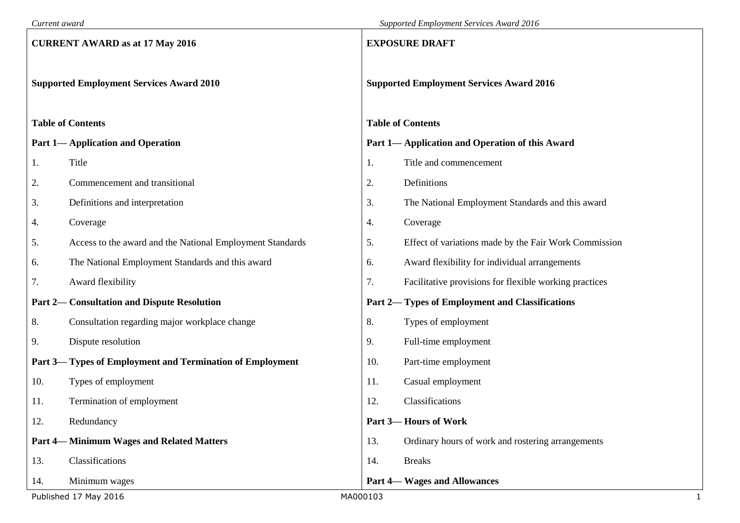| **CURRENT AWARD as at 17 May 2016** | **EXPOSURE DRAFT** |
|---|---|
| **Supported Employment Services Award 2010** | **Supported Employment Services Award 2016** |
| **Table of Contents** | **Table of Contents** |
| **Part 1— Application and Operation** | **Part 1— Application and Operation of this Award** |
| 1. Title | 1. Title and commencement |
| 2. Commencement and transitional | 2. Definitions |
| 3. Definitions and interpretation | 3. The National Employment Standards and this award |
| 4. Coverage | 4. Coverage |
| 5. Access to the award and the National Employment Standards | 5. Effect of variations made by the Fair Work Commission |
| 6. The National Employment Standards and this award | 6. Award flexibility for individual arrangements |
| 7. Award flexibility | 7. Facilitative provisions for flexible working practices |
| **Part 2— Consultation and Dispute Resolution** | **Part 2— Types of Employment and Classifications** |
| 8. Consultation regarding major workplace change | 8. Types of employment |
| 9. Dispute resolution | 9. Full-time employment |
| **Part 3— Types of Employment and Termination of Employment** | 10. Part-time employment |
| 10. Types of employment | 11. Casual employment |
| 11. Termination of employment | 12. Classifications |
| 12. Redundancy | **Part 3— Hours of Work** |
| **Part 4— Minimum Wages and Related Matters** | 13. Ordinary hours of work and rostering arrangements |
| 13. Classifications | 14. Breaks |
| 14. Minimum wages | **Part 4— Wages and Allowances** |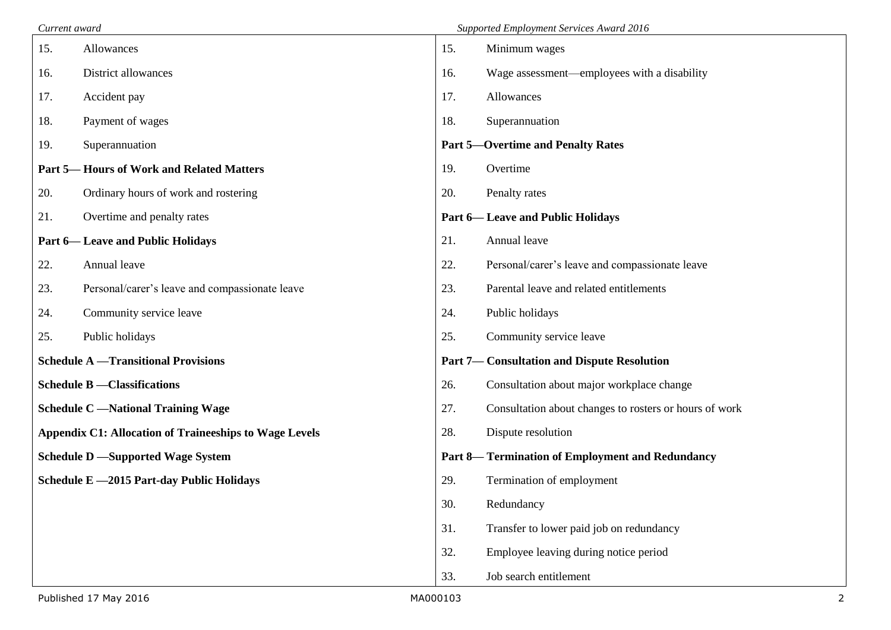| Current award | | Supported Employment Services Award 2016 | |
|---|---|---|---|
| 15. | Allowances | 15. | Minimum wages |
| 16. | District allowances | 16. | Wage assessment—employees with a disability |
| 17. | Accident pay | 17. | Allowances |
| 18. | Payment of wages | 18. | Superannuation |
| 19. | Superannuation | **Part 5—Overtime and Penalty Rates** | |
| **Part 5— Hours of Work and Related Matters** | | 19. | Overtime |
| 20. | Ordinary hours of work and rostering | 20. | Penalty rates |
| 21. | Overtime and penalty rates | **Part 6— Leave and Public Holidays** | |
| **Part 6— Leave and Public Holidays** | | 21. | Annual leave |
| 22. | Annual leave | 22. | Personal/carer's leave and compassionate leave |
| 23. | Personal/carer's leave and compassionate leave | 23. | Parental leave and related entitlements |
| 24. | Community service leave | 24. | Public holidays |
| 25. | Public holidays | 25. | Community service leave |
| **Schedule A —Transitional Provisions** | | **Part 7— Consultation and Dispute Resolution** | |
| **Schedule B —Classifications** | | 26. | Consultation about major workplace change |
| **Schedule C —National Training Wage** | | 27. | Consultation about changes to rosters or hours of work |
| **Appendix C1: Allocation of Traineeships to Wage Levels** | | 28. | Dispute resolution |
| **Schedule D —Supported Wage System** | | **Part 8— Termination of Employment and Redundancy** | |
| **Schedule E —2015 Part-day Public Holidays** | | 29. | Termination of employment |
| | | 30. | Redundancy |
| | | 31. | Transfer to lower paid job on redundancy |
| | | 32. | Employee leaving during notice period |
| | | 33. | Job search entitlement |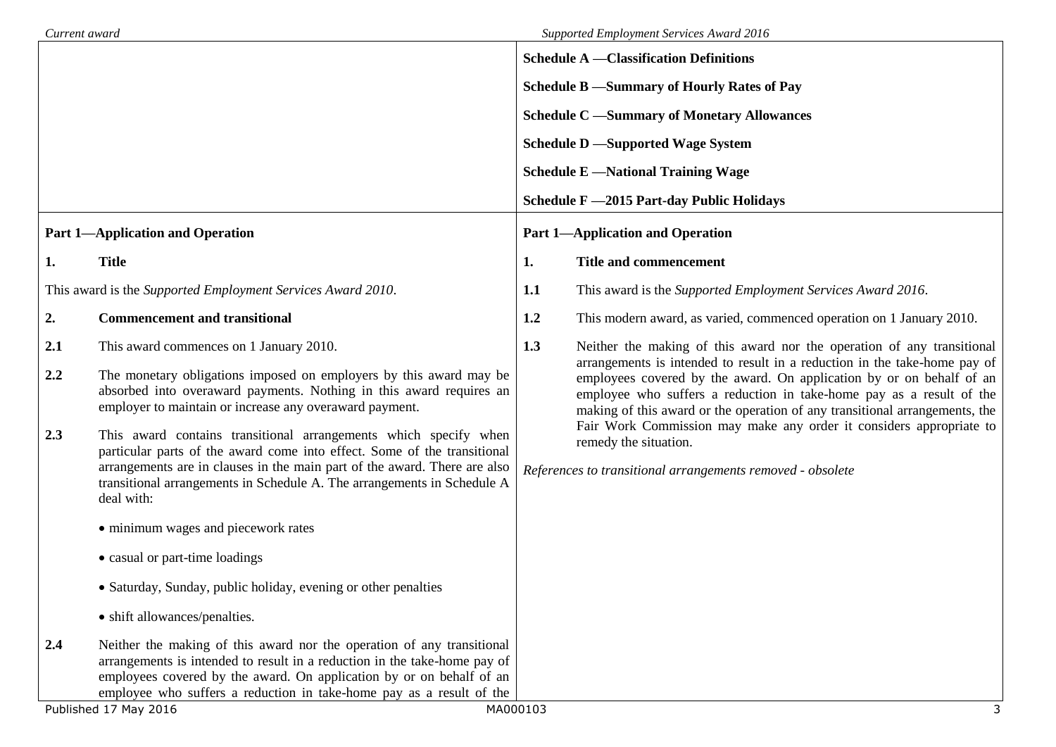| Current award | Supported Employment Services Award 2016 |
|---|---|
| | **Schedule A —Classification Definitions**<br><br>**Schedule B —Summary of Hourly Rates of Pay**<br><br>**Schedule C —Summary of Monetary Allowances**<br><br>**Schedule D —Supported Wage System**<br><br>**Schedule E —National Training Wage**<br><br>**Schedule F —2015 Part-day Public Holidays** |
| **Part 1—Application and Operation**<br><br>**1. Title**<br><br>This award is the *Supported Employment Services Award 2010*.<br><br>**2. Commencement and transitional**<br><br>**2.1** This award commences on 1 January 2010.<br><br>**2.2** The monetary obligations imposed on employers by this award may be absorbed into overaward payments. Nothing in this award requires an employer to maintain or increase any overaward payment.<br><br>**2.3** This award contains transitional arrangements which specify when particular parts of the award come into effect. Some of the transitional arrangements are in clauses in the main part of the award. There are also transitional arrangements in Schedule A. The arrangements in Schedule A deal with:<br><br>• minimum wages and piecework rates<br><br>• casual or part-time loadings<br><br>• Saturday, Sunday, public holiday, evening or other penalties<br><br>• shift allowances/penalties.<br><br>**2.4** Neither the making of this award nor the operation of any transitional arrangements is intended to result in a reduction in the take-home pay of employees covered by the award. On application by or on behalf of an employee who suffers a reduction in take-home pay as a result of the | **Part 1—Application and Operation**<br><br>**1. Title and commencement**<br><br>**1.1** This award is the *Supported Employment Services Award 2016*.<br><br>**1.2** This modern award, as varied, commenced operation on 1 January 2010.<br><br>**1.3** Neither the making of this award nor the operation of any transitional arrangements is intended to result in a reduction in the take-home pay of employees covered by the award. On application by or on behalf of an employee who suffers a reduction in take-home pay as a result of the making of this award or the operation of any transitional arrangements, the Fair Work Commission may make any order it considers appropriate to remedy the situation.<br><br>*References to transitional arrangements removed - obsolete* |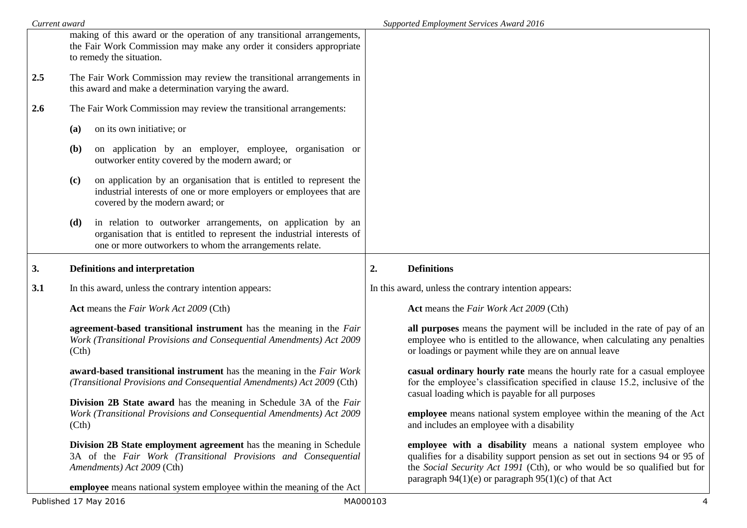| Current award | Supported Employment Services Award 2016 |
| --- | --- |
| making of this award or the operation of any transitional arrangements, the Fair Work Commission may make any order it considers appropriate to remedy the situation. | |
| **2.5** The Fair Work Commission may review the transitional arrangements in this award and make a determination varying the award. | |
| **2.6** The Fair Work Commission may review the transitional arrangements:<br><br>**(a)** on its own initiative; or<br><br>**(b)** on application by an employer, employee, organisation or outworker entity covered by the modern award; or<br><br>**(c)** on application by an organisation that is entitled to represent the industrial interests of one or more employers or employees that are covered by the modern award; or<br><br>**(d)** in relation to outworker arrangements, on application by an organisation that is entitled to represent the industrial interests of one or more outworkers to whom the arrangements relate. | |
| **3. Definitions and interpretation** | **2. Definitions** |
| **3.1** In this award, unless the contrary intention appears:<br><br>**Act** means the *Fair Work Act 2009* (Cth)<br><br>**agreement-based transitional instrument** has the meaning in the *Fair Work (Transitional Provisions and Consequential Amendments) Act 2009* (Cth)<br><br>**award-based transitional instrument** has the meaning in the *Fair Work (Transitional Provisions and Consequential Amendments) Act 2009* (Cth)<br><br>**Division 2B State award** has the meaning in Schedule 3A of the *Fair Work (Transitional Provisions and Consequential Amendments) Act 2009* (Cth)<br><br>**Division 2B State employment agreement** has the meaning in Schedule 3A of the *Fair Work (Transitional Provisions and Consequential Amendments) Act 2009* (Cth)<br><br>**employee** means national system employee within the meaning of the Act | In this award, unless the contrary intention appears:<br><br>**Act** means the *Fair Work Act 2009* (Cth)<br><br>**all purposes** means the payment will be included in the rate of pay of an employee who is entitled to the allowance, when calculating any penalties or loadings or payment while they are on annual leave<br><br>**casual ordinary hourly rate** means the hourly rate for a casual employee for the employee's classification specified in clause 15.2, inclusive of the casual loading which is payable for all purposes<br><br>**employee** means national system employee within the meaning of the Act and includes an employee with a disability<br><br>**employee with a disability** means a national system employee who qualifies for a disability support pension as set out in sections 94 or 95 of the *Social Security Act 1991* (Cth), or who would be so qualified but for paragraph 94(1)(e) or paragraph 95(1)(c) of that Act |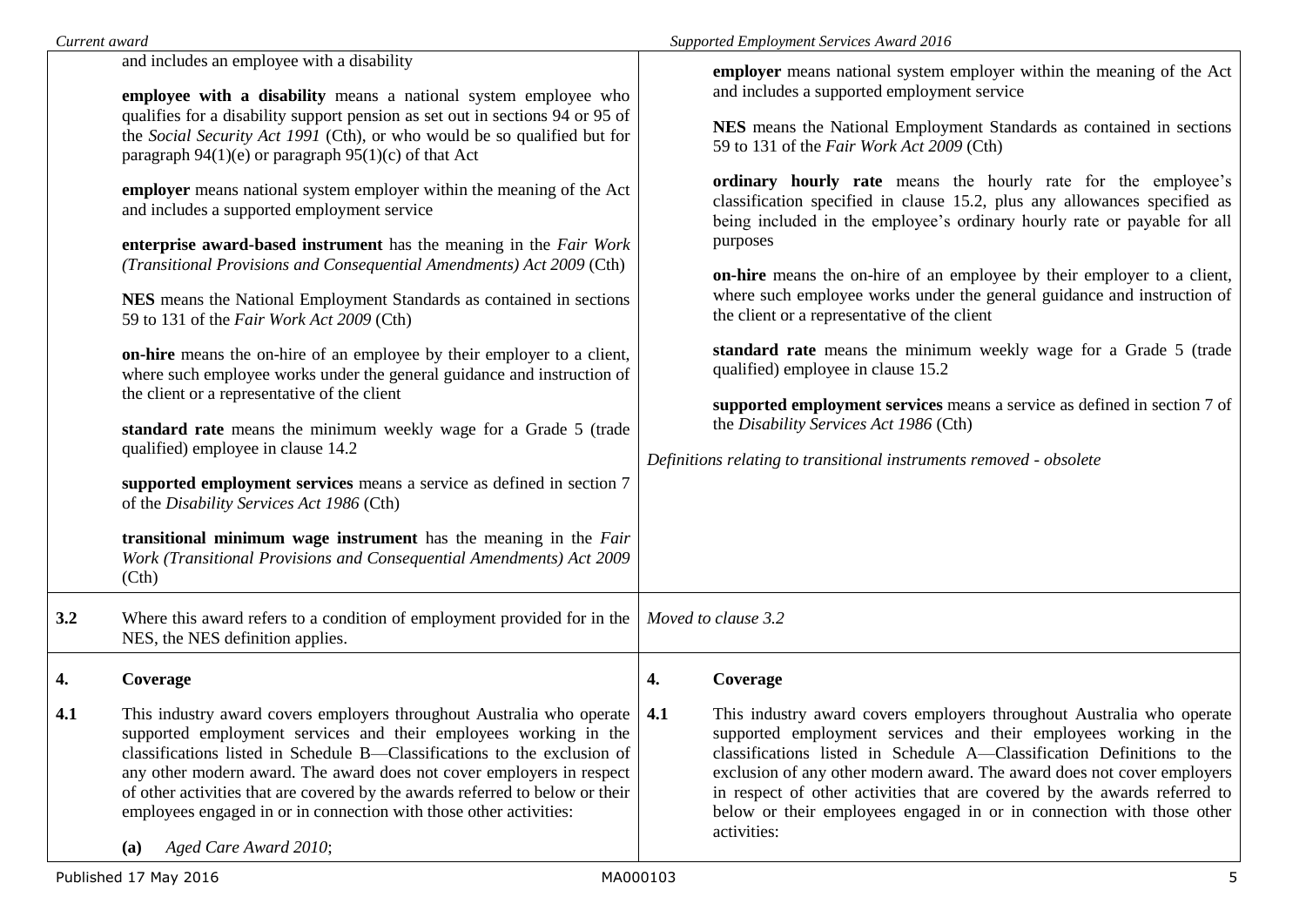| Current award | Supported Employment Services Award 2016 |
|---|---|
| and includes an employee with a disability<br><br>**employee with a disability** means a national system employee who qualifies for a disability support pension as set out in sections 94 or 95 of the *Social Security Act 1991* (Cth), or who would be so qualified but for paragraph 94(1)(e) or paragraph 95(1)(c) of that Act<br><br>**employer** means national system employer within the meaning of the Act and includes a supported employment service<br><br>**enterprise award-based instrument** has the meaning in the *Fair Work (Transitional Provisions and Consequential Amendments) Act 2009* (Cth)<br><br>**NES** means the National Employment Standards as contained in sections 59 to 131 of the *Fair Work Act 2009* (Cth)<br><br>**on-hire** means the on-hire of an employee by their employer to a client, where such employee works under the general guidance and instruction of the client or a representative of the client<br><br>**standard rate** means the minimum weekly wage for a Grade 5 (trade qualified) employee in clause 14.2<br><br>**supported employment services** means a service as defined in section 7 of the *Disability Services Act 1986* (Cth)<br><br>**transitional minimum wage instrument** has the meaning in the *Fair Work (Transitional Provisions and Consequential Amendments) Act 2009* (Cth) | **employer** means national system employer within the meaning of the Act and includes a supported employment service<br><br>**NES** means the National Employment Standards as contained in sections 59 to 131 of the *Fair Work Act 2009* (Cth)<br><br>**ordinary hourly rate** means the hourly rate for the employee's classification specified in clause 15.2, plus any allowances specified as being included in the employee's ordinary hourly rate or payable for all purposes<br><br>**on-hire** means the on-hire of an employee by their employer to a client, where such employee works under the general guidance and instruction of the client or a representative of the client<br><br>**standard rate** means the minimum weekly wage for a Grade 5 (trade qualified) employee in clause 15.2<br><br>**supported employment services** means a service as defined in section 7 of the *Disability Services Act 1986* (Cth)<br><br>*Definitions relating to transitional instruments removed - obsolete* |
| **3.2** Where this award refers to a condition of employment provided for in the NES, the NES definition applies. | *Moved to clause 3.2* |
| **4. Coverage** | **4. Coverage** |
| **4.1** This industry award covers employers throughout Australia who operate supported employment services and their employees working in the classifications listed in Schedule B—Classifications to the exclusion of any other modern award. The award does not cover employers in respect of other activities that are covered by the awards referred to below or their employees engaged in or in connection with those other activities:<br><br>**(a)** *Aged Care Award 2010*; | **4.1** This industry award covers employers throughout Australia who operate supported employment services and their employees working in the classifications listed in Schedule A—Classification Definitions to the exclusion of any other modern award. The award does not cover employers in respect of other activities that are covered by the awards referred to below or their employees engaged in or in connection with those other activities: |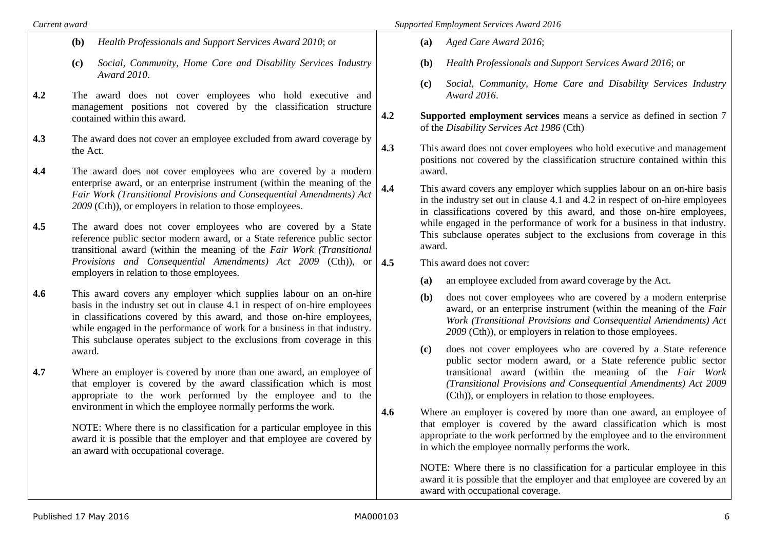| Current award | Supported Employment Services Award 2016 |
|---|---|
| **(b)** *Health Professionals and Support Services Award 2010*; or | **(a)** *Aged Care Award 2016*; |
| **(c)** *Social, Community, Home Care and Disability Services Industry Award 2010*. | **(b)** *Health Professionals and Support Services Award 2016*; or |
| | **(c)** *Social, Community, Home Care and Disability Services Industry Award 2016*. |
| **4.2** The award does not cover employees who hold executive and management positions not covered by the classification structure contained within this award. | **4.2** **Supported employment services** means a service as defined in section 7 of the *Disability Services Act 1986* (Cth) |
| **4.3** The award does not cover an employee excluded from award coverage by the Act. | **4.3** This award does not cover employees who hold executive and management positions not covered by the classification structure contained within this award. |
| **4.4** The award does not cover employees who are covered by a modern enterprise award, or an enterprise instrument (within the meaning of the *Fair Work (Transitional Provisions and Consequential Amendments) Act 2009* (Cth)), or employers in relation to those employees. | **4.4** This award covers any employer which supplies labour on an on-hire basis in the industry set out in clause 4.1 and 4.2 in respect of on-hire employees in classifications covered by this award, and those on-hire employees, while engaged in the performance of work for a business in that industry. This subclause operates subject to the exclusions from coverage in this award. |
| **4.5** The award does not cover employees who are covered by a State reference public sector modern award, or a State reference public sector transitional award (within the meaning of the *Fair Work (Transitional Provisions and Consequential Amendments) Act 2009* (Cth)), or employers in relation to those employees. | **4.5** This award does not cover: **(a)** an employee excluded from award coverage by the Act. **(b)** does not cover employees who are covered by a modern enterprise award, or an enterprise instrument (within the meaning of the *Fair Work (Transitional Provisions and Consequential Amendments) Act 2009* (Cth)), or employers in relation to those employees. **(c)** does not cover employees who are covered by a State reference public sector modern award, or a State reference public sector transitional award (within the meaning of the *Fair Work (Transitional Provisions and Consequential Amendments) Act 2009* (Cth)), or employers in relation to those employees. |
| **4.6** This award covers any employer which supplies labour on an on-hire basis in the industry set out in clause 4.1 in respect of on-hire employees in classifications covered by this award, and those on-hire employees, while engaged in the performance of work for a business in that industry. This subclause operates subject to the exclusions from coverage in this award. | |
| **4.7** Where an employer is covered by more than one award, an employee of that employer is covered by the award classification which is most appropriate to the work performed by the employee and to the environment in which the employee normally performs the work. NOTE: Where there is no classification for a particular employee in this award it is possible that the employer and that employee are covered by an award with occupational coverage. | **4.6** Where an employer is covered by more than one award, an employee of that employer is covered by the award classification which is most appropriate to the work performed by the employee and to the environment in which the employee normally performs the work. NOTE: Where there is no classification for a particular employee in this award it is possible that the employer and that employee are covered by an award with occupational coverage. |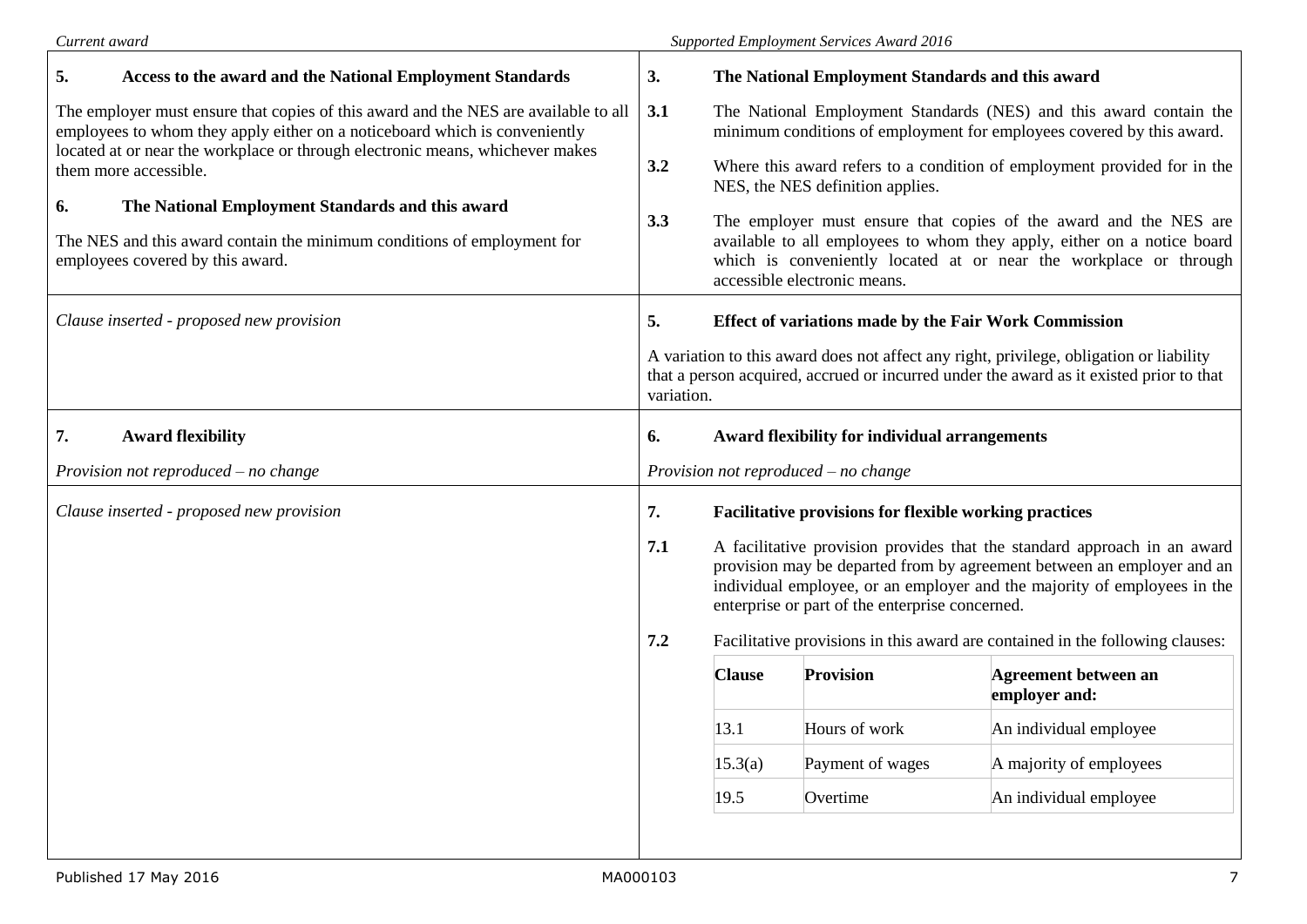| Current award | Supported Employment Services Award 2016 |
|---|---|
| **5. Access to the award and the National Employment Standards**<br><br>The employer must ensure that copies of this award and the NES are available to all employees to whom they apply either on a noticeboard which is conveniently located at or near the workplace or through electronic means, whichever makes them more accessible.<br><br>**6. The National Employment Standards and this award**<br><br>The NES and this award contain the minimum conditions of employment for employees covered by this award. | **3. The National Employment Standards and this award**<br><br>**3.1** The National Employment Standards (NES) and this award contain the minimum conditions of employment for employees covered by this award.<br><br>**3.2** Where this award refers to a condition of employment provided for in the NES, the NES definition applies.<br><br>**3.3** The employer must ensure that copies of the award and the NES are available to all employees to whom they apply, either on a notice board which is conveniently located at or near the workplace or through accessible electronic means. |
| *Clause inserted - proposed new provision* | **5. Effect of variations made by the Fair Work Commission**<br><br>A variation to this award does not affect any right, privilege, obligation or liability that a person acquired, accrued or incurred under the award as it existed prior to that variation. |
| **7. Award flexibility**<br><br>*Provision not reproduced – no change* | **6. Award flexibility for individual arrangements**<br><br>*Provision not reproduced – no change* |
| *Clause inserted - proposed new provision* | **7. Facilitative provisions for flexible working practices**<br><br>**7.1** A facilitative provision provides that the standard approach in an award provision may be departed from by agreement between an employer and an individual employee, or an employer and the majority of employees in the enterprise or part of the enterprise concerned.<br><br>**7.2** Facilitative provisions in this award are contained in the following clauses:<br><br>**Clause** / **Provision** / **Agreement between an employer and:**<br>13.1 / Hours of work / An individual employee<br>15.3(a) / Payment of wages / A majority of employees<br>19.5 / Overtime / An individual employee |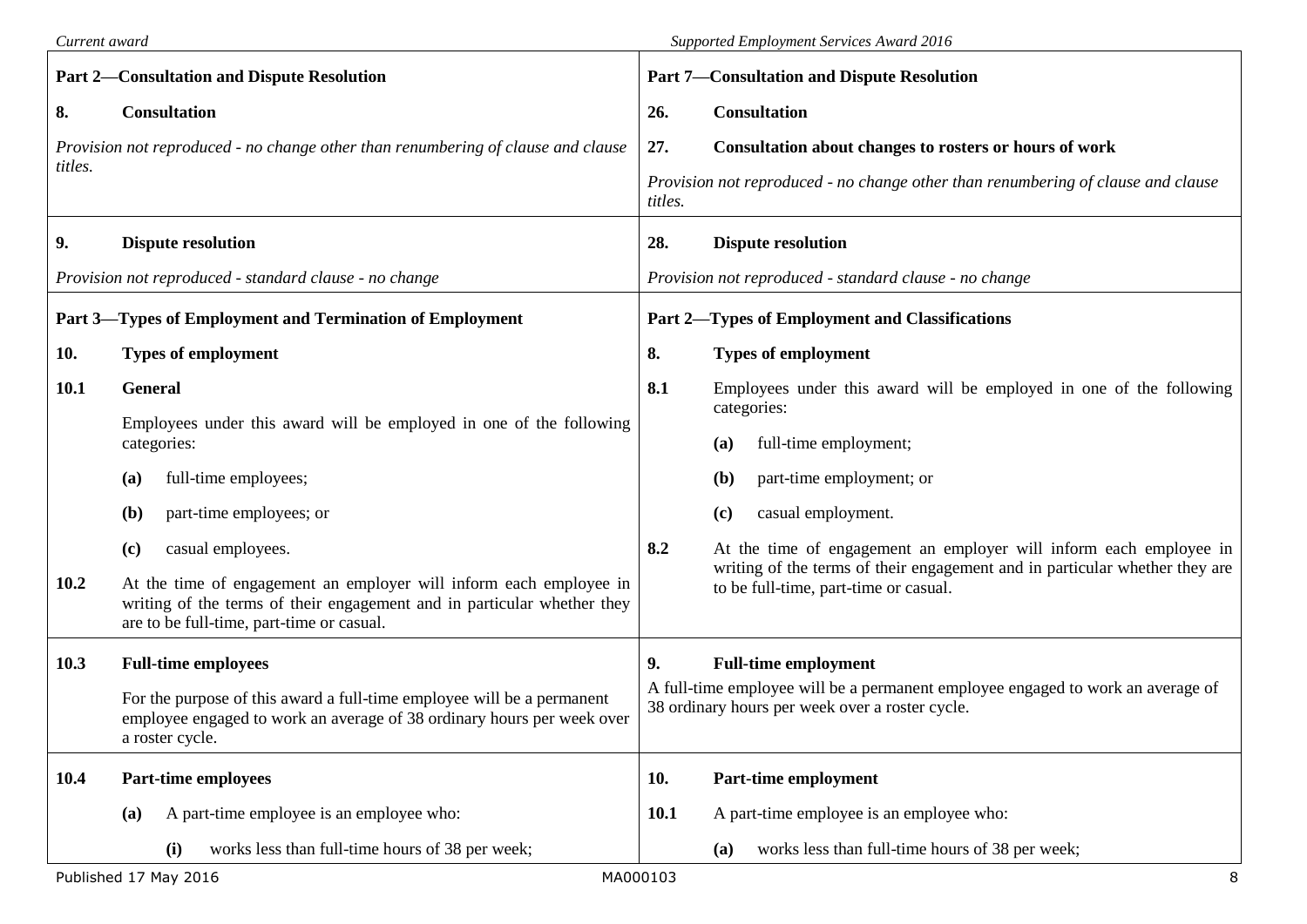| Current award | Supported Employment Services Award 2016 |
| --- | --- |
| **Part 2—Consultation and Dispute Resolution** | **Part 7—Consultation and Dispute Resolution** |
| **8. Consultation**<br><br>*Provision not reproduced - no change other than renumbering of clause and clause titles.* | **26. Consultation**<br><br>**27. Consultation about changes to rosters or hours of work**<br><br>*Provision not reproduced - no change other than renumbering of clause and clause titles.* |
| **9. Dispute resolution**<br><br>*Provision not reproduced - standard clause - no change* | **28. Dispute resolution**<br><br>*Provision not reproduced - standard clause - no change* |
| **Part 3—Types of Employment and Termination of Employment** | **Part 2—Types of Employment and Classifications** |
| **10. Types of employment**<br><br>**10.1 General**<br><br>Employees under this award will be employed in one of the following categories:<br><br>**(a)** full-time employees;<br><br>**(b)** part-time employees; or<br><br>**(c)** casual employees.<br><br>**10.2** At the time of engagement an employer will inform each employee in writing of the terms of their engagement and in particular whether they are to be full-time, part-time or casual. | **8. Types of employment**<br><br>**8.1** Employees under this award will be employed in one of the following categories:<br><br>**(a)** full-time employment;<br><br>**(b)** part-time employment; or<br><br>**(c)** casual employment.<br><br>**8.2** At the time of engagement an employer will inform each employee in writing of the terms of their engagement and in particular whether they are to be full-time, part-time or casual. |
| **10.3 Full-time employees**<br><br>For the purpose of this award a full-time employee will be a permanent employee engaged to work an average of 38 ordinary hours per week over a roster cycle. | **9. Full-time employment**<br><br>A full-time employee will be a permanent employee engaged to work an average of 38 ordinary hours per week over a roster cycle. |
| **10.4 Part-time employees**<br><br>**(a)** A part-time employee is an employee who:<br><br>**(i)** works less than full-time hours of 38 per week; | **10. Part-time employment**<br><br>**10.1** A part-time employee is an employee who:<br><br>**(a)** works less than full-time hours of 38 per week; |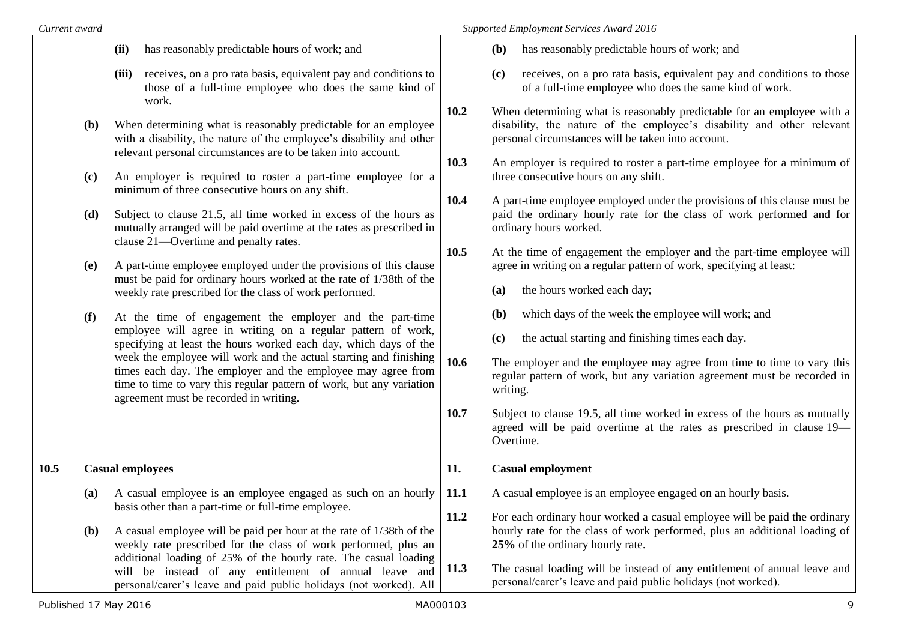| Current award | Supported Employment Services Award 2016 |
|---|---|
| (ii) has reasonably predictable hours of work; and | (b) has reasonably predictable hours of work; and |
| (iii) receives, on a pro rata basis, equivalent pay and conditions to those of a full-time employee who does the same kind of work. | (c) receives, on a pro rata basis, equivalent pay and conditions to those of a full-time employee who does the same kind of work. |
| (b) When determining what is reasonably predictable for an employee with a disability, the nature of the employee's disability and other relevant personal circumstances are to be taken into account. | 10.2 When determining what is reasonably predictable for an employee with a disability, the nature of the employee's disability and other relevant personal circumstances will be taken into account. |
| (c) An employer is required to roster a part-time employee for a minimum of three consecutive hours on any shift. | 10.3 An employer is required to roster a part-time employee for a minimum of three consecutive hours on any shift. |
| (d) Subject to clause 21.5, all time worked in excess of the hours as mutually arranged will be paid overtime at the rates as prescribed in clause 21—Overtime and penalty rates. | 10.4 A part-time employee employed under the provisions of this clause must be paid the ordinary hourly rate for the class of work performed and for ordinary hours worked. |
| (e) A part-time employee employed under the provisions of this clause must be paid for ordinary hours worked at the rate of 1/38th of the weekly rate prescribed for the class of work performed. | 10.5 At the time of engagement the employer and the part-time employee will agree in writing on a regular pattern of work, specifying at least: (a) the hours worked each day; (b) which days of the week the employee will work; and (c) the actual starting and finishing times each day. |
| (f) At the time of engagement the employer and the part-time employee will agree in writing on a regular pattern of work, specifying at least the hours worked each day, which days of the week the employee will work and the actual starting and finishing times each day. The employer and the employee may agree from time to time to vary this regular pattern of work, but any variation agreement must be recorded in writing. | 10.6 The employer and the employee may agree from time to time to vary this regular pattern of work, but any variation agreement must be recorded in writing. |
| | 10.7 Subject to clause 19.5, all time worked in excess of the hours as mutually agreed will be paid overtime at the rates as prescribed in clause 19—Overtime. |
| **10.5 Casual employees** | **11. Casual employment** |
| (a) A casual employee is an employee engaged as such on an hourly basis other than a part-time or full-time employee. | 11.1 A casual employee is an employee engaged on an hourly basis. |
| (b) A casual employee will be paid per hour at the rate of 1/38th of the weekly rate prescribed for the class of work performed, plus an additional loading of 25% of the hourly rate. The casual loading will be instead of any entitlement of annual leave and personal/carer's leave and paid public holidays (not worked). All | 11.2 For each ordinary hour worked a casual employee will be paid the ordinary hourly rate for the class of work performed, plus an additional loading of **25%** of the ordinary hourly rate. |
| | 11.3 The casual loading will be instead of any entitlement of annual leave and personal/carer's leave and paid public holidays (not worked). |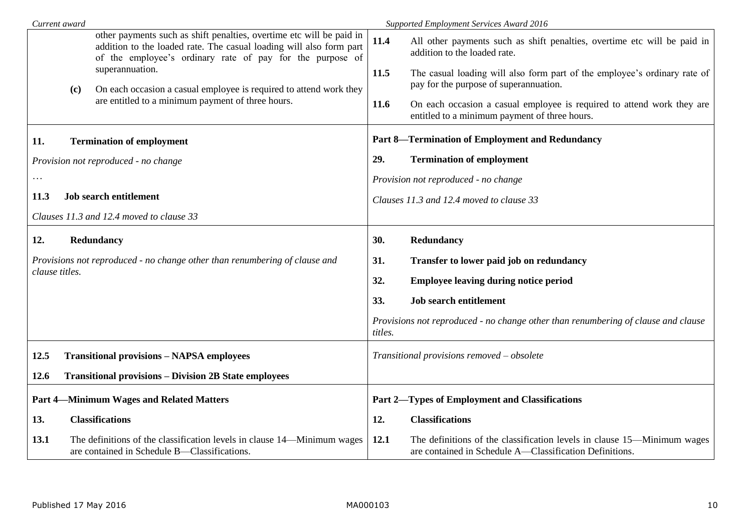| Current award | Supported Employment Services Award 2016 |
| --- | --- |
| other payments such as shift penalties, overtime etc will be paid in addition to the loaded rate. The casual loading will also form part of the employee's ordinary rate of pay for the purpose of superannuation.<br><br>**(c)** On each occasion a casual employee is required to attend work they are entitled to a minimum payment of three hours. | **11.4** All other payments such as shift penalties, overtime etc will be paid in addition to the loaded rate.<br><br>**11.5** The casual loading will also form part of the employee's ordinary rate of pay for the purpose of superannuation.<br><br>**11.6** On each occasion a casual employee is required to attend work they are entitled to a minimum payment of three hours. |
| **11. Termination of employment**<br><br>*Provision not reproduced - no change*<br><br>…<br><br>**11.3 Job search entitlement**<br><br>*Clauses 11.3 and 12.4 moved to clause 33* | **Part 8—Termination of Employment and Redundancy**<br><br>**29. Termination of employment**<br><br>*Provision not reproduced - no change*<br><br>*Clauses 11.3 and 12.4 moved to clause 33* |
| **12. Redundancy**<br><br>*Provisions not reproduced - no change other than renumbering of clause and clause titles.* | **30. Redundancy**<br><br>**31. Transfer to lower paid job on redundancy**<br><br>**32. Employee leaving during notice period**<br><br>**33. Job search entitlement**<br><br>*Provisions not reproduced - no change other than renumbering of clause and clause titles.* |
| **12.5 Transitional provisions – NAPSA employees**<br><br>**12.6 Transitional provisions – Division 2B State employees** | *Transitional provisions removed – obsolete* |
| **Part 4—Minimum Wages and Related Matters**<br><br>**13. Classifications**<br><br>**13.1** The definitions of the classification levels in clause 14—Minimum wages are contained in Schedule B—Classifications. | **Part 2—Types of Employment and Classifications**<br><br>**12. Classifications**<br><br>**12.1** The definitions of the classification levels in clause 15—Minimum wages are contained in Schedule A—Classification Definitions. |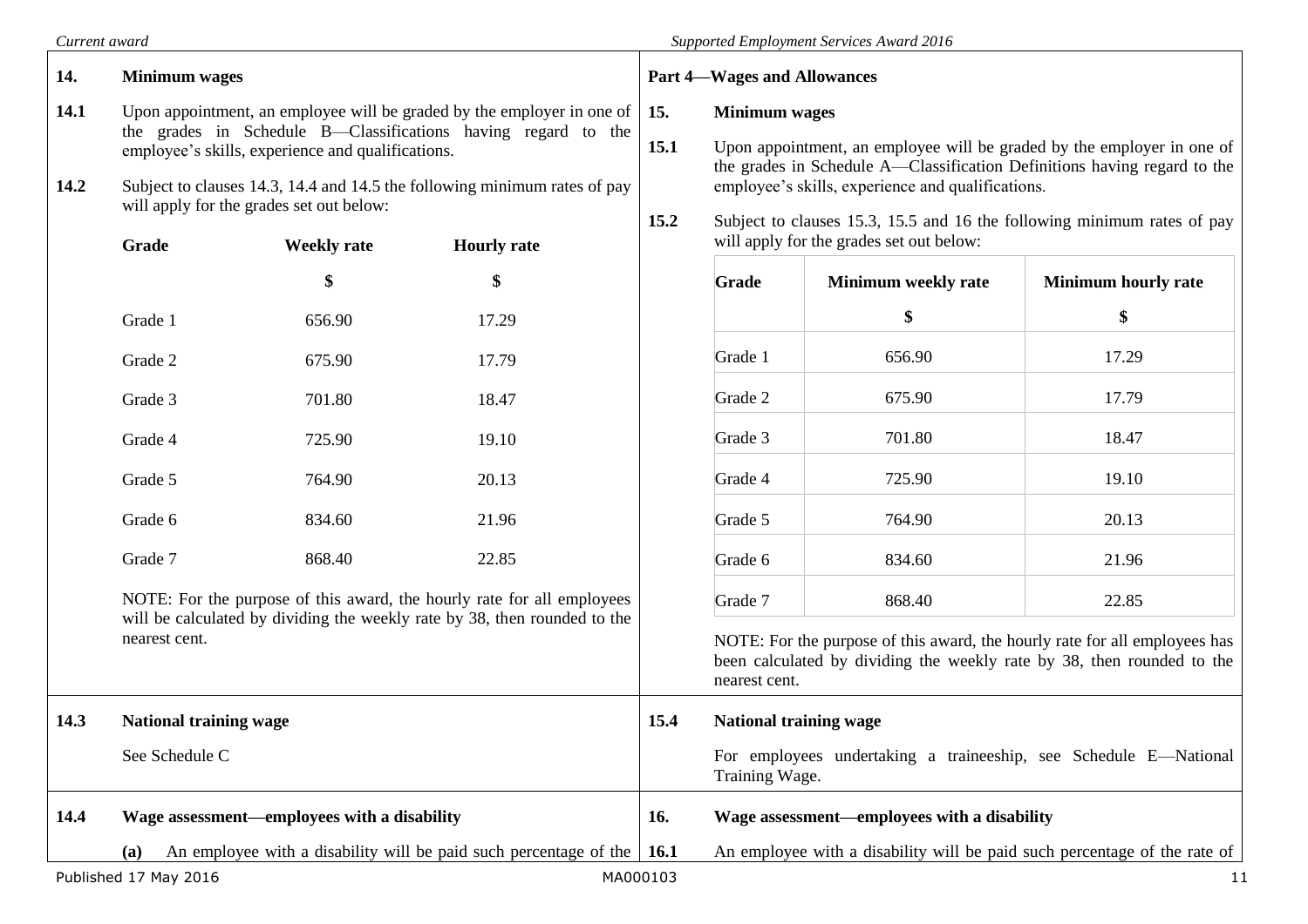| Current award | Supported Employment Services Award 2016 |
|---|---|
| **14. Minimum wages** | **Part 4—Wages and Allowances** |
| | **15. Minimum wages** |
| **14.1** Upon appointment, an employee will be graded by the employer in one of the grades in Schedule B—Classifications having regard to the employee's skills, experience and qualifications. | **15.1** Upon appointment, an employee will be graded by the employer in one of the grades in Schedule A—Classification Definitions having regard to the employee's skills, experience and qualifications. |
| **14.2** Subject to clauses 14.3, 14.4 and 14.5 the following minimum rates of pay will apply for the grades set out below: | **15.2** Subject to clauses 15.3, 15.5 and 16 the following minimum rates of pay will apply for the grades set out below: |

**Current award — 14.2**

| Grade | Weekly rate | Hourly rate |
|---|---|---|
| | $ | $ |
| Grade 1 | 656.90 | 17.29 |
| Grade 2 | 675.90 | 17.79 |
| Grade 3 | 701.80 | 18.47 |
| Grade 4 | 725.90 | 19.10 |
| Grade 5 | 764.90 | 20.13 |
| Grade 6 | 834.60 | 21.96 |
| Grade 7 | 868.40 | 22.85 |

NOTE: For the purpose of this award, the hourly rate for all employees will be calculated by dividing the weekly rate by 38, then rounded to the nearest cent.

**Supported Employment Services Award 2016 — 15.2**

| Grade | Minimum weekly rate | Minimum hourly rate |
|---|---|---|
| | $ | $ |
| Grade 1 | 656.90 | 17.29 |
| Grade 2 | 675.90 | 17.79 |
| Grade 3 | 701.80 | 18.47 |
| Grade 4 | 725.90 | 19.10 |
| Grade 5 | 764.90 | 20.13 |
| Grade 6 | 834.60 | 21.96 |
| Grade 7 | 868.40 | 22.85 |

NOTE: For the purpose of this award, the hourly rate for all employees has been calculated by dividing the weekly rate by 38, then rounded to the nearest cent.

| Current award | Supported Employment Services Award 2016 |
|---|---|
| **14.3 National training wage**<br><br>See Schedule C | **15.4 National training wage**<br><br>For employees undertaking a traineeship, see Schedule E—National Training Wage. |
| **14.4 Wage assessment—employees with a disability**<br><br>**(a)** An employee with a disability will be paid such percentage of the | **16. Wage assessment—employees with a disability**<br><br>**16.1** An employee with a disability will be paid such percentage of the rate of |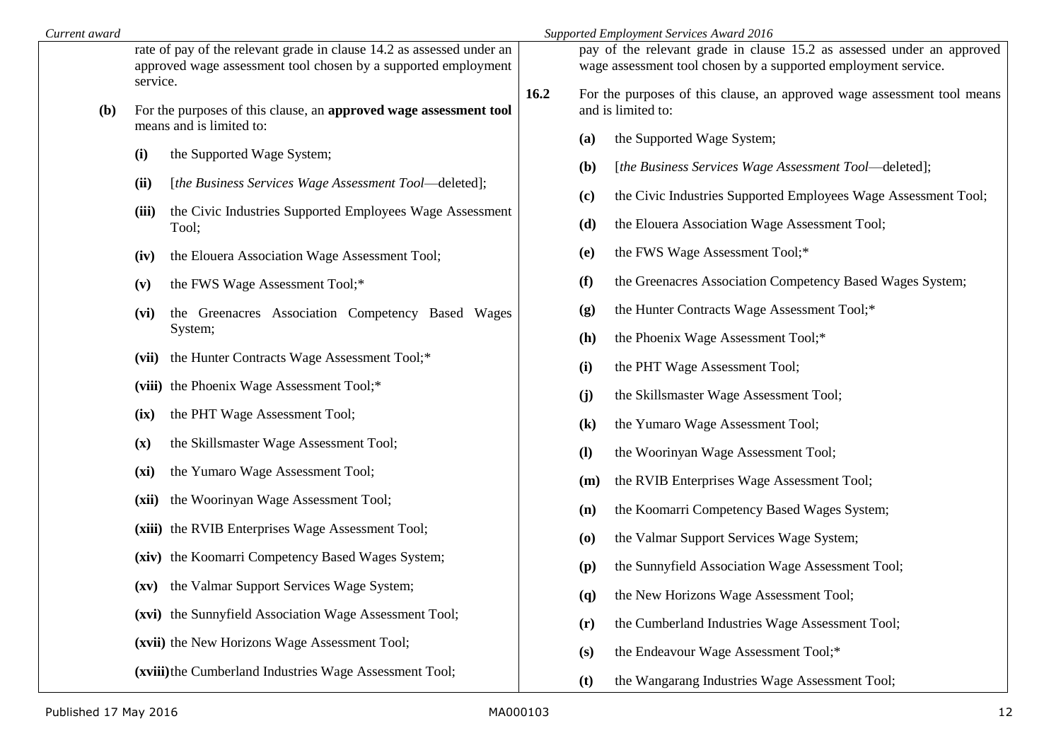| Current award | Supported Employment Services Award 2016 |
|---|---|
| rate of pay of the relevant grade in clause 14.2 as assessed under an approved wage assessment tool chosen by a supported employment service. | pay of the relevant grade in clause 15.2 as assessed under an approved wage assessment tool chosen by a supported employment service. |
| **(b)** For the purposes of this clause, an **approved wage assessment tool** means and is limited to: | **16.2** For the purposes of this clause, an approved wage assessment tool means and is limited to: |
| **(i)** the Supported Wage System; | **(a)** the Supported Wage System; |
| **(ii)** [*the Business Services Wage Assessment Tool*—deleted]; | **(b)** [*the Business Services Wage Assessment Tool*—deleted]; |
| **(iii)** the Civic Industries Supported Employees Wage Assessment Tool; | **(c)** the Civic Industries Supported Employees Wage Assessment Tool; |
| **(iv)** the Elouera Association Wage Assessment Tool; | **(d)** the Elouera Association Wage Assessment Tool; |
| **(v)** the FWS Wage Assessment Tool;* | **(e)** the FWS Wage Assessment Tool;* |
| **(vi)** the Greenacres Association Competency Based Wages System; | **(f)** the Greenacres Association Competency Based Wages System; |
| **(vii)** the Hunter Contracts Wage Assessment Tool;* | **(g)** the Hunter Contracts Wage Assessment Tool;* |
| **(viii)** the Phoenix Wage Assessment Tool;* | **(h)** the Phoenix Wage Assessment Tool;* |
| **(ix)** the PHT Wage Assessment Tool; | **(i)** the PHT Wage Assessment Tool; |
| **(x)** the Skillsmaster Wage Assessment Tool; | **(j)** the Skillsmaster Wage Assessment Tool; |
| **(xi)** the Yumaro Wage Assessment Tool; | **(k)** the Yumaro Wage Assessment Tool; |
| **(xii)** the Woorinyan Wage Assessment Tool; | **(l)** the Woorinyan Wage Assessment Tool; |
| **(xiii)** the RVIB Enterprises Wage Assessment Tool; | **(m)** the RVIB Enterprises Wage Assessment Tool; |
| **(xiv)** the Koomarri Competency Based Wages System; | **(n)** the Koomarri Competency Based Wages System; |
| **(xv)** the Valmar Support Services Wage System; | **(o)** the Valmar Support Services Wage System; |
| **(xvi)** the Sunnyfield Association Wage Assessment Tool; | **(p)** the Sunnyfield Association Wage Assessment Tool; |
| **(xvii)** the New Horizons Wage Assessment Tool; | **(q)** the New Horizons Wage Assessment Tool; |
| **(xviii)** the Cumberland Industries Wage Assessment Tool; | **(r)** the Cumberland Industries Wage Assessment Tool; |
| | **(s)** the Endeavour Wage Assessment Tool;* |
| | **(t)** the Wangarang Industries Wage Assessment Tool; |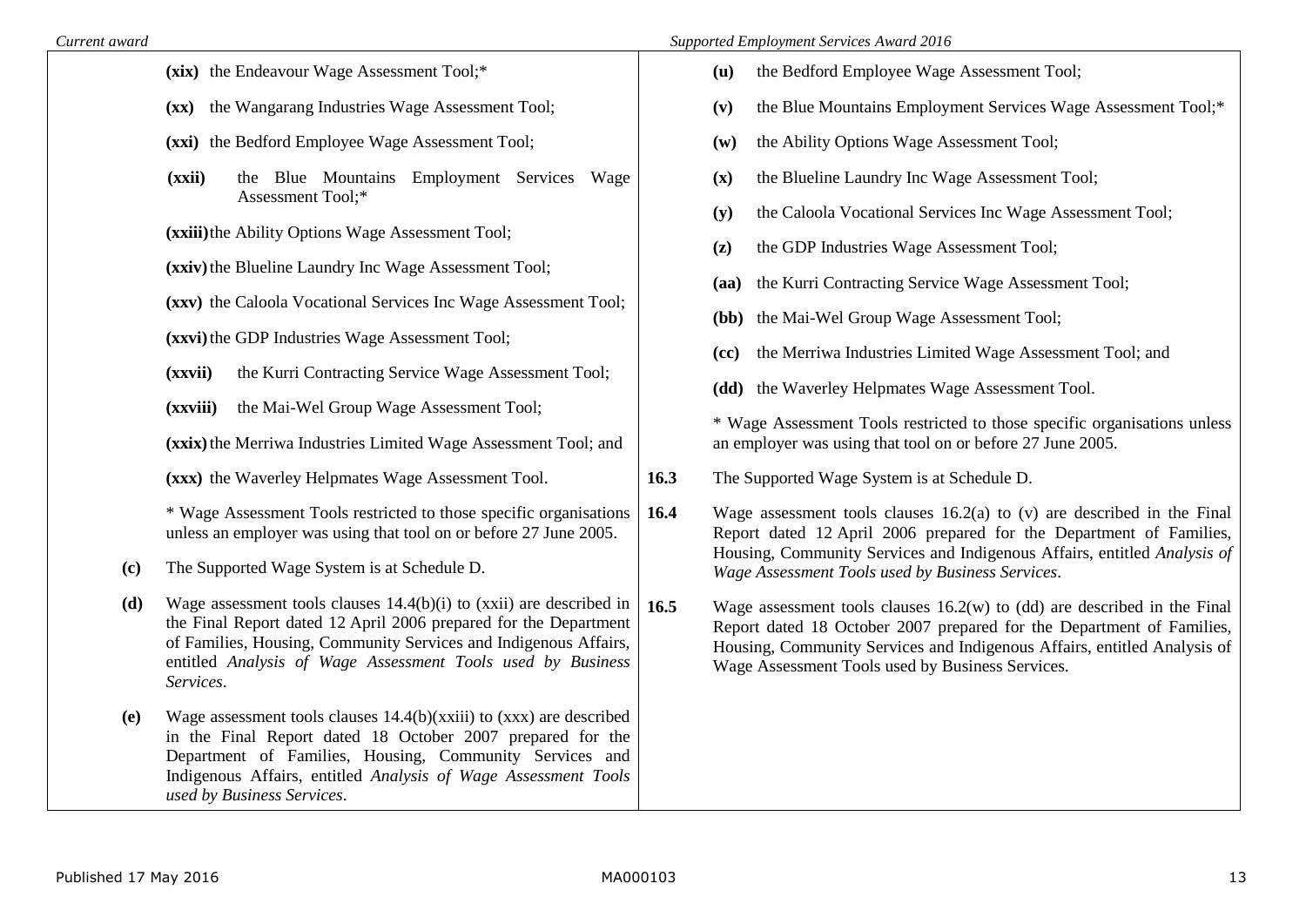| Current award | Supported Employment Services Award 2016 |
| --- | --- |
| **(xix)** the Endeavour Wage Assessment Tool;*<br><br>**(xx)** the Wangarang Industries Wage Assessment Tool;<br><br>**(xxi)** the Bedford Employee Wage Assessment Tool;<br><br>**(xxii)** the Blue Mountains Employment Services Wage Assessment Tool;*<br><br>**(xxiii)** the Ability Options Wage Assessment Tool;<br><br>**(xxiv)** the Blueline Laundry Inc Wage Assessment Tool;<br><br>**(xxv)** the Caloola Vocational Services Inc Wage Assessment Tool;<br><br>**(xxvi)** the GDP Industries Wage Assessment Tool;<br><br>**(xxvii)** the Kurri Contracting Service Wage Assessment Tool;<br><br>**(xxviii)** the Mai-Wel Group Wage Assessment Tool;<br><br>**(xxix)** the Merriwa Industries Limited Wage Assessment Tool; and<br><br>**(xxx)** the Waverley Helpmates Wage Assessment Tool.<br><br>* Wage Assessment Tools restricted to those specific organisations unless an employer was using that tool on or before 27 June 2005.<br><br>**(c)** The Supported Wage System is at Schedule D.<br><br>**(d)** Wage assessment tools clauses 14.4(b)(i) to (xxii) are described in the Final Report dated 12 April 2006 prepared for the Department of Families, Housing, Community Services and Indigenous Affairs, entitled *Analysis of Wage Assessment Tools used by Business Services*.<br><br>**(e)** Wage assessment tools clauses 14.4(b)(xxiii) to (xxx) are described in the Final Report dated 18 October 2007 prepared for the Department of Families, Housing, Community Services and Indigenous Affairs, entitled *Analysis of Wage Assessment Tools used by Business Services*. | **(u)** the Bedford Employee Wage Assessment Tool;<br><br>**(v)** the Blue Mountains Employment Services Wage Assessment Tool;*<br><br>**(w)** the Ability Options Wage Assessment Tool;<br><br>**(x)** the Blueline Laundry Inc Wage Assessment Tool;<br><br>**(y)** the Caloola Vocational Services Inc Wage Assessment Tool;<br><br>**(z)** the GDP Industries Wage Assessment Tool;<br><br>**(aa)** the Kurri Contracting Service Wage Assessment Tool;<br><br>**(bb)** the Mai-Wel Group Wage Assessment Tool;<br><br>**(cc)** the Merriwa Industries Limited Wage Assessment Tool; and<br><br>**(dd)** the Waverley Helpmates Wage Assessment Tool.<br><br>* Wage Assessment Tools restricted to those specific organisations unless an employer was using that tool on or before 27 June 2005.<br><br>**16.3** The Supported Wage System is at Schedule D.<br><br>**16.4** Wage assessment tools clauses 16.2(a) to (v) are described in the Final Report dated 12 April 2006 prepared for the Department of Families, Housing, Community Services and Indigenous Affairs, entitled *Analysis of Wage Assessment Tools used by Business Services*.<br><br>**16.5** Wage assessment tools clauses 16.2(w) to (dd) are described in the Final Report dated 18 October 2007 prepared for the Department of Families, Housing, Community Services and Indigenous Affairs, entitled Analysis of Wage Assessment Tools used by Business Services. |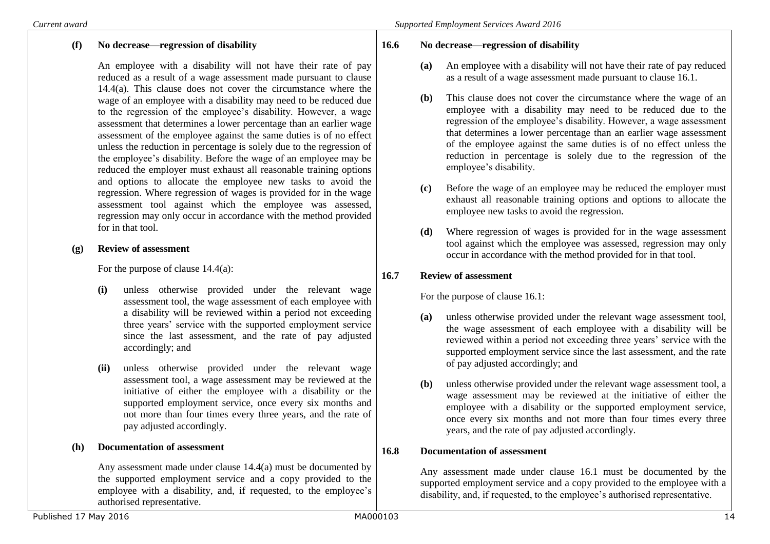**(f) No decrease—regression of disability**

An employee with a disability will not have their rate of pay reduced as a result of a wage assessment made pursuant to clause 14.4(a). This clause does not cover the circumstance where the wage of an employee with a disability may need to be reduced due to the regression of the employee's disability. However, a wage assessment that determines a lower percentage than an earlier wage assessment of the employee against the same duties is of no effect unless the reduction in percentage is solely due to the regression of the employee's disability. Before the wage of an employee may be reduced the employer must exhaust all reasonable training options and options to allocate the employee new tasks to avoid the regression. Where regression of wages is provided for in the wage assessment tool against which the employee was assessed, regression may only occur in accordance with the method provided for in that tool.

**(g) Review of assessment**

For the purpose of clause 14.4(a):

**(i)** unless otherwise provided under the relevant wage assessment tool, the wage assessment of each employee with a disability will be reviewed within a period not exceeding three years' service with the supported employment service since the last assessment, and the rate of pay adjusted accordingly; and

**(ii)** unless otherwise provided under the relevant wage assessment tool, a wage assessment may be reviewed at the initiative of either the employee with a disability or the supported employment service, once every six months and not more than four times every three years, and the rate of pay adjusted accordingly.

**(h) Documentation of assessment**

Any assessment made under clause 14.4(a) must be documented by the supported employment service and a copy provided to the employee with a disability, and, if requested, to the employee's authorised representative.

**16.6 No decrease—regression of disability**

**(a)** An employee with a disability will not have their rate of pay reduced as a result of a wage assessment made pursuant to clause 16.1.

**(b)** This clause does not cover the circumstance where the wage of an employee with a disability may need to be reduced due to the regression of the employee's disability. However, a wage assessment that determines a lower percentage than an earlier wage assessment of the employee against the same duties is of no effect unless the reduction in percentage is solely due to the regression of the employee's disability.

**(c)** Before the wage of an employee may be reduced the employer must exhaust all reasonable training options and options to allocate the employee new tasks to avoid the regression.

**(d)** Where regression of wages is provided for in the wage assessment tool against which the employee was assessed, regression may only occur in accordance with the method provided for in that tool.

**16.7 Review of assessment**

For the purpose of clause 16.1:

**(a)** unless otherwise provided under the relevant wage assessment tool, the wage assessment of each employee with a disability will be reviewed within a period not exceeding three years' service with the supported employment service since the last assessment, and the rate of pay adjusted accordingly; and

**(b)** unless otherwise provided under the relevant wage assessment tool, a wage assessment may be reviewed at the initiative of either the employee with a disability or the supported employment service, once every six months and not more than four times every three years, and the rate of pay adjusted accordingly.

**16.8 Documentation of assessment**

Any assessment made under clause 16.1 must be documented by the supported employment service and a copy provided to the employee with a disability, and, if requested, to the employee's authorised representative.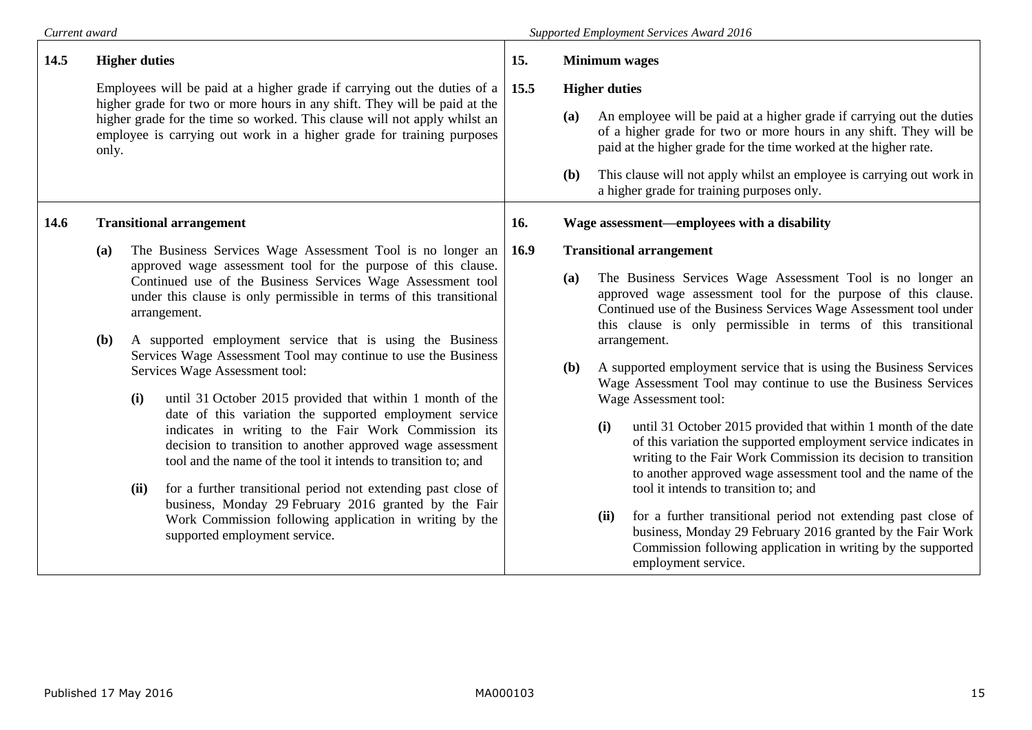| Current award | Supported Employment Services Award 2016 |
|---|---|
| **14.5 Higher duties**<br><br>Employees will be paid at a higher grade if carrying out the duties of a higher grade for two or more hours in any shift. They will be paid at the higher grade for the time so worked. This clause will not apply whilst an employee is carrying out work in a higher grade for training purposes only. | **15. Minimum wages**<br><br>**15.5 Higher duties**<br><br>**(a)** An employee will be paid at a higher grade if carrying out the duties of a higher grade for two or more hours in any shift. They will be paid at the higher grade for the time worked at the higher rate.<br><br>**(b)** This clause will not apply whilst an employee is carrying out work in a higher grade for training purposes only. |
| **14.6 Transitional arrangement**<br><br>**(a)** The Business Services Wage Assessment Tool is no longer an approved wage assessment tool for the purpose of this clause. Continued use of the Business Services Wage Assessment tool under this clause is only permissible in terms of this transitional arrangement.<br><br>**(b)** A supported employment service that is using the Business Services Wage Assessment Tool may continue to use the Business Services Wage Assessment tool:<br><br>**(i)** until 31 October 2015 provided that within 1 month of the date of this variation the supported employment service indicates in writing to the Fair Work Commission its decision to transition to another approved wage assessment tool and the name of the tool it intends to transition to; and<br><br>**(ii)** for a further transitional period not extending past close of business, Monday 29 February 2016 granted by the Fair Work Commission following application in writing by the supported employment service. | **16. Wage assessment—employees with a disability**<br><br>**16.9 Transitional arrangement**<br><br>**(a)** The Business Services Wage Assessment Tool is no longer an approved wage assessment tool for the purpose of this clause. Continued use of the Business Services Wage Assessment tool under this clause is only permissible in terms of this transitional arrangement.<br><br>**(b)** A supported employment service that is using the Business Services Wage Assessment Tool may continue to use the Business Services Wage Assessment tool:<br><br>**(i)** until 31 October 2015 provided that within 1 month of the date of this variation the supported employment service indicates in writing to the Fair Work Commission its decision to transition to another approved wage assessment tool and the name of the tool it intends to transition to; and<br><br>**(ii)** for a further transitional period not extending past close of business, Monday 29 February 2016 granted by the Fair Work Commission following application in writing by the supported employment service. |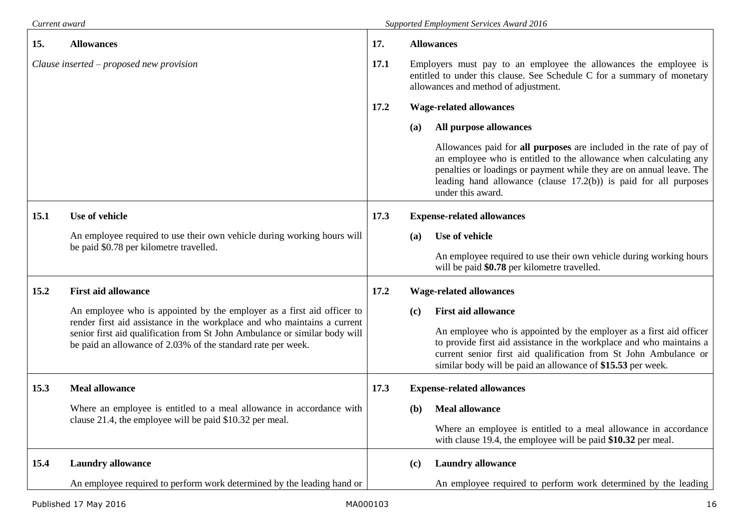| Current award | | Supported Employment Services Award 2016 | | |
|---|---|---|---|---|
| **15.** | **Allowances** | **17.** | | **Allowances** |
| *Clause inserted – proposed new provision* | | **17.1** | | Employers must pay to an employee the allowances the employee is entitled to under this clause. See Schedule C for a summary of monetary allowances and method of adjustment. |
| | | **17.2** | | **Wage-related allowances** |
| | | | **(a)** | **All purpose allowances** |
| | | | | Allowances paid for **all purposes** are included in the rate of pay of an employee who is entitled to the allowance when calculating any penalties or loadings or payment while they are on annual leave. The leading hand allowance (clause 17.2(b)) is paid for all purposes under this award. |
| **15.1** | **Use of vehicle** | **17.3** | | **Expense-related allowances** |
| | An employee required to use their own vehicle during working hours will be paid $0.78 per kilometre travelled. | | **(a)** | **Use of vehicle** |
| | | | | An employee required to use their own vehicle during working hours will be paid **$0.78** per kilometre travelled. |
| **15.2** | **First aid allowance** | **17.2** | | **Wage-related allowances** |
| | An employee who is appointed by the employer as a first aid officer to render first aid assistance in the workplace and who maintains a current senior first aid qualification from St John Ambulance or similar body will be paid an allowance of 2.03% of the standard rate per week. | | **(c)** | **First aid allowance** |
| | | | | An employee who is appointed by the employer as a first aid officer to provide first aid assistance in the workplace and who maintains a current senior first aid qualification from St John Ambulance or similar body will be paid an allowance of **$15.53** per week. |
| **15.3** | **Meal allowance** | **17.3** | | **Expense-related allowances** |
| | Where an employee is entitled to a meal allowance in accordance with clause 21.4, the employee will be paid $10.32 per meal. | | **(b)** | **Meal allowance** |
| | | | | Where an employee is entitled to a meal allowance in accordance with clause 19.4, the employee will be paid **$10.32** per meal. |
| **15.4** | **Laundry allowance** | | **(c)** | **Laundry allowance** |
| | An employee required to perform work determined by the leading hand or | | | An employee required to perform work determined by the leading |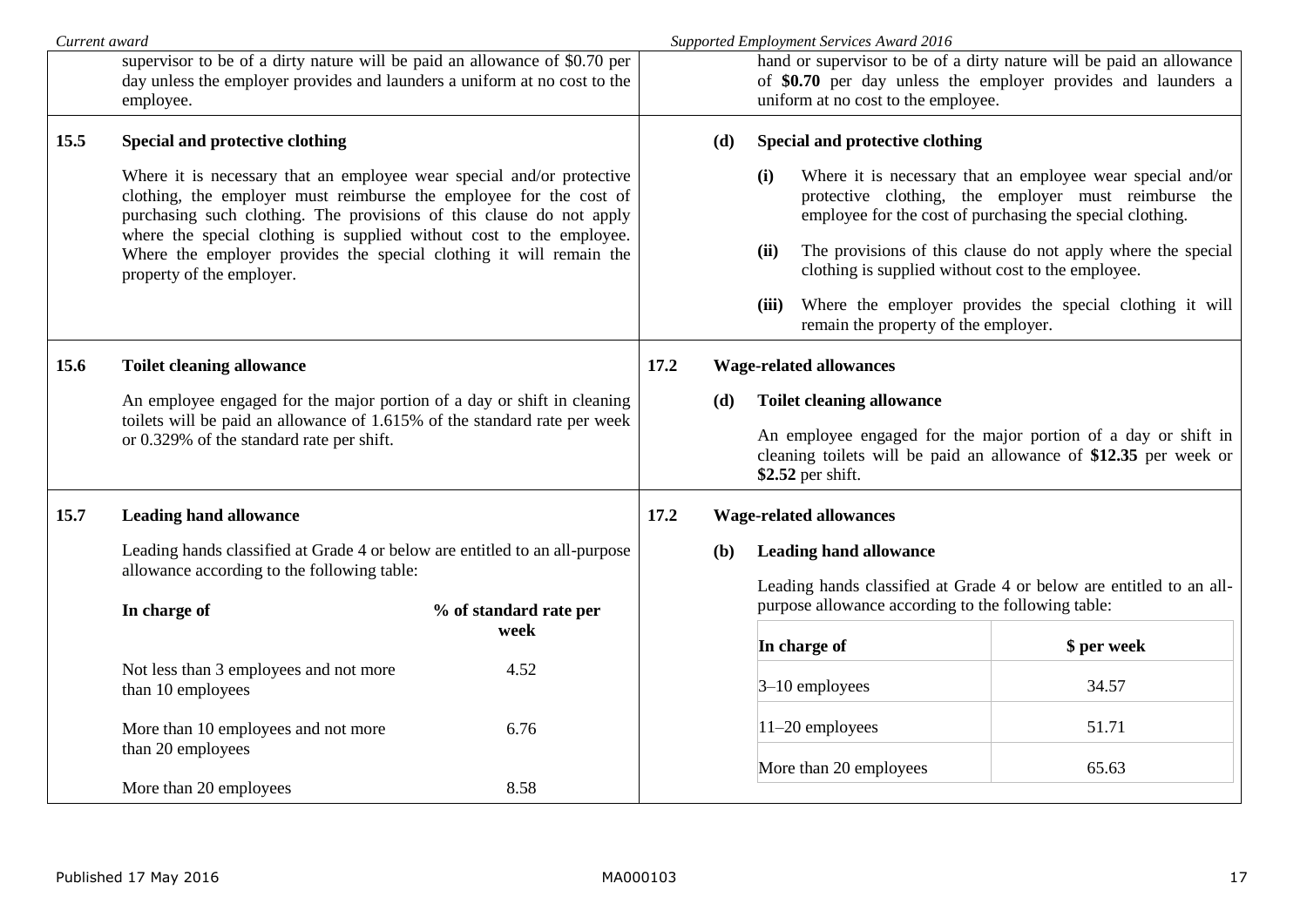| Current award | Supported Employment Services Award 2016 |
| --- | --- |
| supervisor to be of a dirty nature will be paid an allowance of $0.70 per day unless the employer provides and launders a uniform at no cost to the employee. | hand or supervisor to be of a dirty nature will be paid an allowance of **$0.70** per day unless the employer provides and launders a uniform at no cost to the employee. |
| **15.5 Special and protective clothing**<br><br>Where it is necessary that an employee wear special and/or protective clothing, the employer must reimburse the employee for the cost of purchasing such clothing. The provisions of this clause do not apply where the special clothing is supplied without cost to the employee. Where the employer provides the special clothing it will remain the property of the employer. | **(d) Special and protective clothing**<br><br>**(i)** Where it is necessary that an employee wear special and/or protective clothing, the employer must reimburse the employee for the cost of purchasing the special clothing.<br><br>**(ii)** The provisions of this clause do not apply where the special clothing is supplied without cost to the employee.<br><br>**(iii)** Where the employer provides the special clothing it will remain the property of the employer. |
| **15.6 Toilet cleaning allowance**<br><br>An employee engaged for the major portion of a day or shift in cleaning toilets will be paid an allowance of 1.615% of the standard rate per week or 0.329% of the standard rate per shift. | **17.2 Wage-related allowances**<br><br>**(d) Toilet cleaning allowance**<br><br>An employee engaged for the major portion of a day or shift in cleaning toilets will be paid an allowance of **$12.35** per week or **$2.52** per shift. |
| **15.7 Leading hand allowance**<br><br>Leading hands classified at Grade 4 or below are entitled to an all-purpose allowance according to the following table:<br><br>**In charge of** — **% of standard rate per week**<br>Not less than 3 employees and not more than 10 employees — 4.52<br>More than 10 employees and not more than 20 employees — 6.76<br>More than 20 employees — 8.58 | **17.2 Wage-related allowances**<br><br>**(b) Leading hand allowance**<br><br>Leading hands classified at Grade 4 or below are entitled to an all-purpose allowance according to the following table:<br><br>**In charge of** — **$ per week**<br>3–10 employees — 34.57<br>11–20 employees — 51.71<br>More than 20 employees — 65.63 |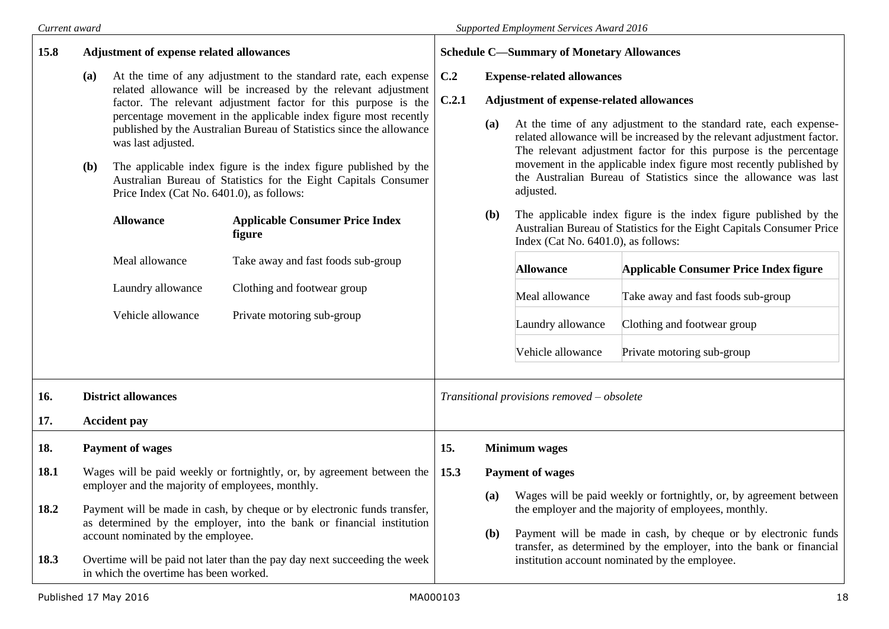| Current award | Supported Employment Services Award 2016 |
|---|---|
| **15.8 Adjustment of expense related allowances**<br><br>**(a)** At the time of any adjustment to the standard rate, each expense related allowance will be increased by the relevant adjustment factor. The relevant adjustment factor for this purpose is the percentage movement in the applicable index figure most recently published by the Australian Bureau of Statistics since the allowance was last adjusted.<br><br>**(b)** The applicable index figure is the index figure published by the Australian Bureau of Statistics for the Eight Capitals Consumer Price Index (Cat No. 6401.0), as follows:<br><br>**Allowance** — **Applicable Consumer Price Index figure**<br>Meal allowance — Take away and fast foods sub-group<br>Laundry allowance — Clothing and footwear group<br>Vehicle allowance — Private motoring sub-group | **Schedule C—Summary of Monetary Allowances**<br><br>**C.2 Expense-related allowances**<br><br>**C.2.1 Adjustment of expense-related allowances**<br><br>**(a)** At the time of any adjustment to the standard rate, each expense-related allowance will be increased by the relevant adjustment factor. The relevant adjustment factor for this purpose is the percentage movement in the applicable index figure most recently published by the Australian Bureau of Statistics since the allowance was last adjusted.<br><br>**(b)** The applicable index figure is the index figure published by the Australian Bureau of Statistics for the Eight Capitals Consumer Price Index (Cat No. 6401.0), as follows:<br><br>**Allowance** — **Applicable Consumer Price Index figure**<br>Meal allowance — Take away and fast foods sub-group<br>Laundry allowance — Clothing and footwear group<br>Vehicle allowance — Private motoring sub-group |
| **16. District allowances**<br><br>**17. Accident pay** | *Transitional provisions removed – obsolete* |
| **18. Payment of wages**<br><br>**18.1** Wages will be paid weekly or fortnightly, or, by agreement between the employer and the majority of employees, monthly.<br><br>**18.2** Payment will be made in cash, by cheque or by electronic funds transfer, as determined by the employer, into the bank or financial institution account nominated by the employee.<br><br>**18.3** Overtime will be paid not later than the pay day next succeeding the week in which the overtime has been worked. | **15. Minimum wages**<br><br>**15.3 Payment of wages**<br><br>**(a)** Wages will be paid weekly or fortnightly, or, by agreement between the employer and the majority of employees, monthly.<br><br>**(b)** Payment will be made in cash, by cheque or by electronic funds transfer, as determined by the employer, into the bank or financial institution account nominated by the employee. |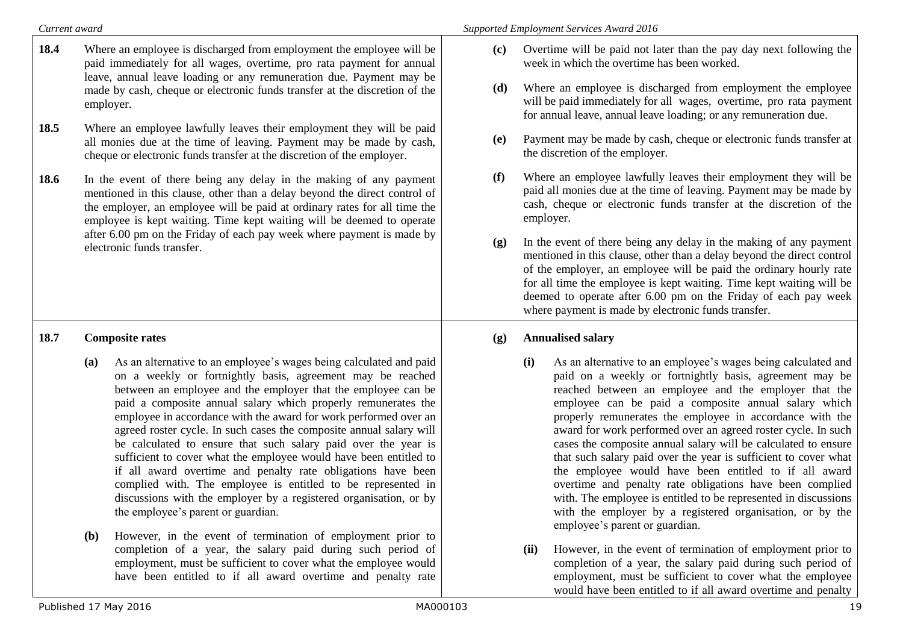| Current award | Supported Employment Services Award 2016 |
|---|---|
| **18.4** Where an employee is discharged from employment the employee will be paid immediately for all wages, overtime, pro rata payment for annual leave, annual leave loading or any remuneration due. Payment may be made by cash, cheque or electronic funds transfer at the discretion of the employer.<br><br>**18.5** Where an employee lawfully leaves their employment they will be paid all monies due at the time of leaving. Payment may be made by cash, cheque or electronic funds transfer at the discretion of the employer.<br><br>**18.6** In the event of there being any delay in the making of any payment mentioned in this clause, other than a delay beyond the direct control of the employer, an employee will be paid at ordinary rates for all time the employee is kept waiting. Time kept waiting will be deemed to operate after 6.00 pm on the Friday of each pay week where payment is made by electronic funds transfer. | **(c)** Overtime will be paid not later than the pay day next following the week in which the overtime has been worked.<br><br>**(d)** Where an employee is discharged from employment the employee will be paid immediately for all wages, overtime, pro rata payment for annual leave, annual leave loading; or any remuneration due.<br><br>**(e)** Payment may be made by cash, cheque or electronic funds transfer at the discretion of the employer.<br><br>**(f)** Where an employee lawfully leaves their employment they will be paid all monies due at the time of leaving. Payment may be made by cash, cheque or electronic funds transfer at the discretion of the employer.<br><br>**(g)** In the event of there being any delay in the making of any payment mentioned in this clause, other than a delay beyond the direct control of the employer, an employee will be paid the ordinary hourly rate for all time the employee is kept waiting. Time kept waiting will be deemed to operate after 6.00 pm on the Friday of each pay week where payment is made by electronic funds transfer. |
| **18.7 Composite rates**<br><br>**(a)** As an alternative to an employee's wages being calculated and paid on a weekly or fortnightly basis, agreement may be reached between an employee and the employer that the employee can be paid a composite annual salary which properly remunerates the employee in accordance with the award for work performed over an agreed roster cycle. In such cases the composite annual salary will be calculated to ensure that such salary paid over the year is sufficient to cover what the employee would have been entitled to if all award overtime and penalty rate obligations have been complied with. The employee is entitled to be represented in discussions with the employer by a registered organisation, or by the employee's parent or guardian.<br><br>**(b)** However, in the event of termination of employment prior to completion of a year, the salary paid during such period of employment, must be sufficient to cover what the employee would have been entitled to if all award overtime and penalty rate | **(g) Annualised salary**<br><br>**(i)** As an alternative to an employee's wages being calculated and paid on a weekly or fortnightly basis, agreement may be reached between an employee and the employer that the employee can be paid a composite annual salary which properly remunerates the employee in accordance with the award for work performed over an agreed roster cycle. In such cases the composite annual salary will be calculated to ensure that such salary paid over the year is sufficient to cover what the employee would have been entitled to if all award overtime and penalty rate obligations have been complied with. The employee is entitled to be represented in discussions with the employer by a registered organisation, or by the employee's parent or guardian.<br><br>**(ii)** However, in the event of termination of employment prior to completion of a year, the salary paid during such period of employment, must be sufficient to cover what the employee would have been entitled to if all award overtime and penalty |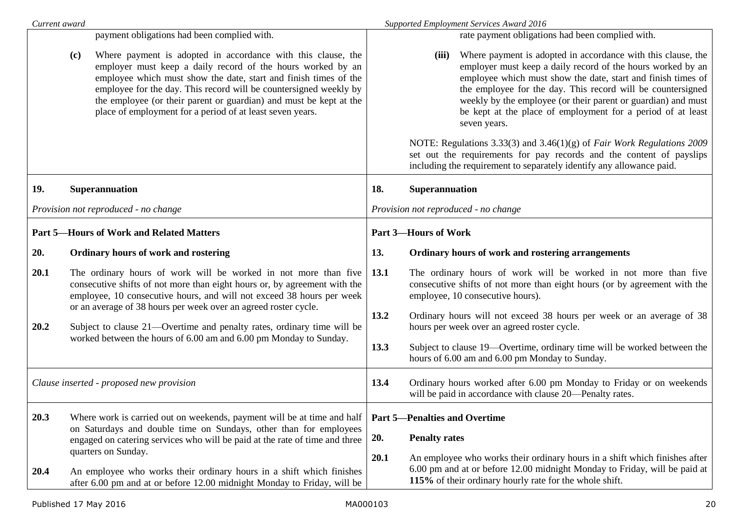| Current award | Supported Employment Services Award 2016 |
|---|---|
| payment obligations had been complied with.<br><br>**(c)** Where payment is adopted in accordance with this clause, the employer must keep a daily record of the hours worked by an employee which must show the date, start and finish times of the employee for the day. This record will be countersigned weekly by the employee (or their parent or guardian) and must be kept at the place of employment for a period of at least seven years. | rate payment obligations had been complied with.<br><br>**(iii)** Where payment is adopted in accordance with this clause, the employer must keep a daily record of the hours worked by an employee which must show the date, start and finish times of the employee for the day. This record will be countersigned weekly by the employee (or their parent or guardian) and must be kept at the place of employment for a period of at least seven years.<br><br>NOTE: Regulations 3.33(3) and 3.46(1)(g) of *Fair Work Regulations 2009* set out the requirements for pay records and the content of payslips including the requirement to separately identify any allowance paid. |
| **19. Superannuation**<br><br>*Provision not reproduced - no change* | **18. Superannuation**<br><br>*Provision not reproduced - no change* |
| **Part 5—Hours of Work and Related Matters**<br><br>**20. Ordinary hours of work and rostering**<br><br>**20.1** The ordinary hours of work will be worked in not more than five consecutive shifts of not more than eight hours or, by agreement with the employee, 10 consecutive hours, and will not exceed 38 hours per week or an average of 38 hours per week over an agreed roster cycle.<br><br>**20.2** Subject to clause 21—Overtime and penalty rates, ordinary time will be worked between the hours of 6.00 am and 6.00 pm Monday to Sunday. | **Part 3—Hours of Work**<br><br>**13. Ordinary hours of work and rostering arrangements**<br><br>**13.1** The ordinary hours of work will be worked in not more than five consecutive shifts of not more than eight hours (or by agreement with the employee, 10 consecutive hours).<br><br>**13.2** Ordinary hours will not exceed 38 hours per week or an average of 38 hours per week over an agreed roster cycle.<br><br>**13.3** Subject to clause 19—Overtime, ordinary time will be worked between the hours of 6.00 am and 6.00 pm Monday to Sunday. |
| *Clause inserted - proposed new provision* | **13.4** Ordinary hours worked after 6.00 pm Monday to Friday or on weekends will be paid in accordance with clause 20—Penalty rates. |
| **20.3** Where work is carried out on weekends, payment will be at time and half on Saturdays and double time on Sundays, other than for employees engaged on catering services who will be paid at the rate of time and three quarters on Sunday.<br><br>**20.4** An employee who works their ordinary hours in a shift which finishes after 6.00 pm and at or before 12.00 midnight Monday to Friday, will be | **Part 5—Penalties and Overtime**<br><br>**20. Penalty rates**<br><br>**20.1** An employee who works their ordinary hours in a shift which finishes after 6.00 pm and at or before 12.00 midnight Monday to Friday, will be paid at **115%** of their ordinary hourly rate for the whole shift. |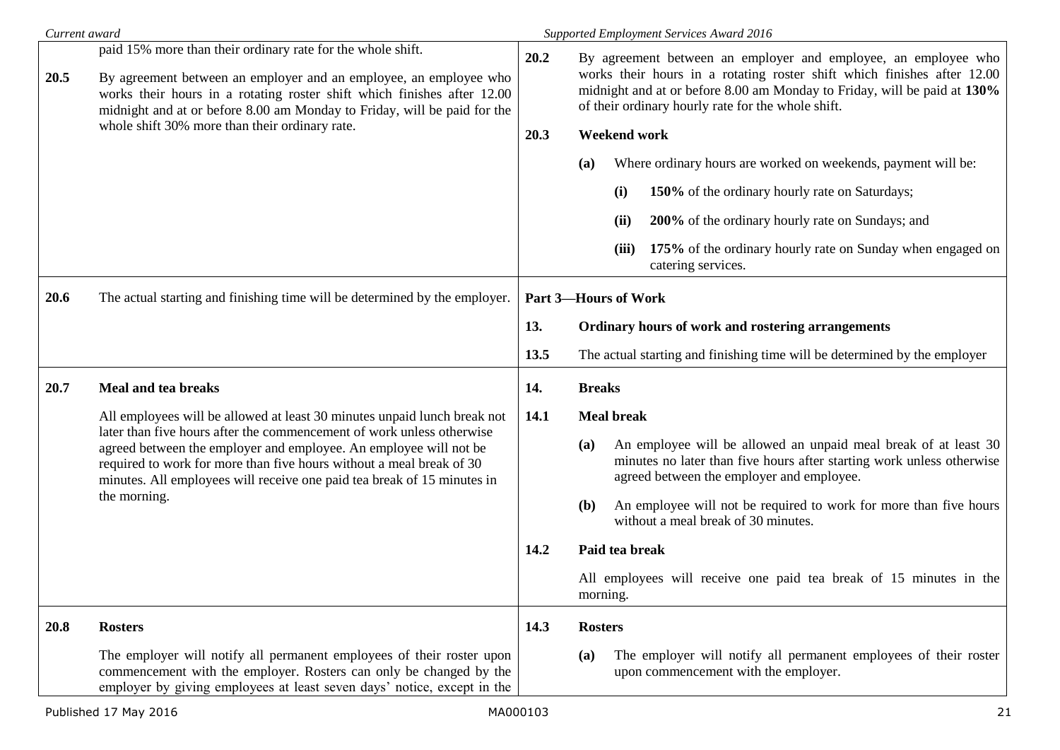| Current award | | Supported Employment Services Award 2016 | |
|---|---|---|---|
| | paid 15% more than their ordinary rate for the whole shift. | | |
| **20.5** | By agreement between an employer and an employee, an employee who works their hours in a rotating roster shift which finishes after 12.00 midnight and at or before 8.00 am Monday to Friday, will be paid for the whole shift 30% more than their ordinary rate. | **20.2** | By agreement between an employer and employee, an employee who works their hours in a rotating roster shift which finishes after 12.00 midnight and at or before 8.00 am Monday to Friday, will be paid at **130%** of their ordinary hourly rate for the whole shift. |
| | | **20.3** | **Weekend work** |
| | | | **(a)** Where ordinary hours are worked on weekends, payment will be:<br>**(i)** **150%** of the ordinary hourly rate on Saturdays;<br>**(ii)** **200%** of the ordinary hourly rate on Sundays; and<br>**(iii)** **175%** of the ordinary hourly rate on Sunday when engaged on catering services. |
| **20.6** | The actual starting and finishing time will be determined by the employer. | | **Part 3—Hours of Work** |
| | | **13.** | **Ordinary hours of work and rostering arrangements** |
| | | **13.5** | The actual starting and finishing time will be determined by the employer |
| **20.7** | **Meal and tea breaks** | **14.** | **Breaks** |
| | All employees will be allowed at least 30 minutes unpaid lunch break not later than five hours after the commencement of work unless otherwise agreed between the employer and employee. An employee will not be required to work for more than five hours without a meal break of 30 minutes. All employees will receive one paid tea break of 15 minutes in the morning. | **14.1** | **Meal break**<br>**(a)** An employee will be allowed an unpaid meal break of at least 30 minutes no later than five hours after starting work unless otherwise agreed between the employer and employee.<br>**(b)** An employee will not be required to work for more than five hours without a meal break of 30 minutes. |
| | | **14.2** | **Paid tea break**<br>All employees will receive one paid tea break of 15 minutes in the morning. |
| **20.8** | **Rosters** | **14.3** | **Rosters** |
| | The employer will notify all permanent employees of their roster upon commencement with the employer. Rosters can only be changed by the employer by giving employees at least seven days' notice, except in the | | **(a)** The employer will notify all permanent employees of their roster upon commencement with the employer. |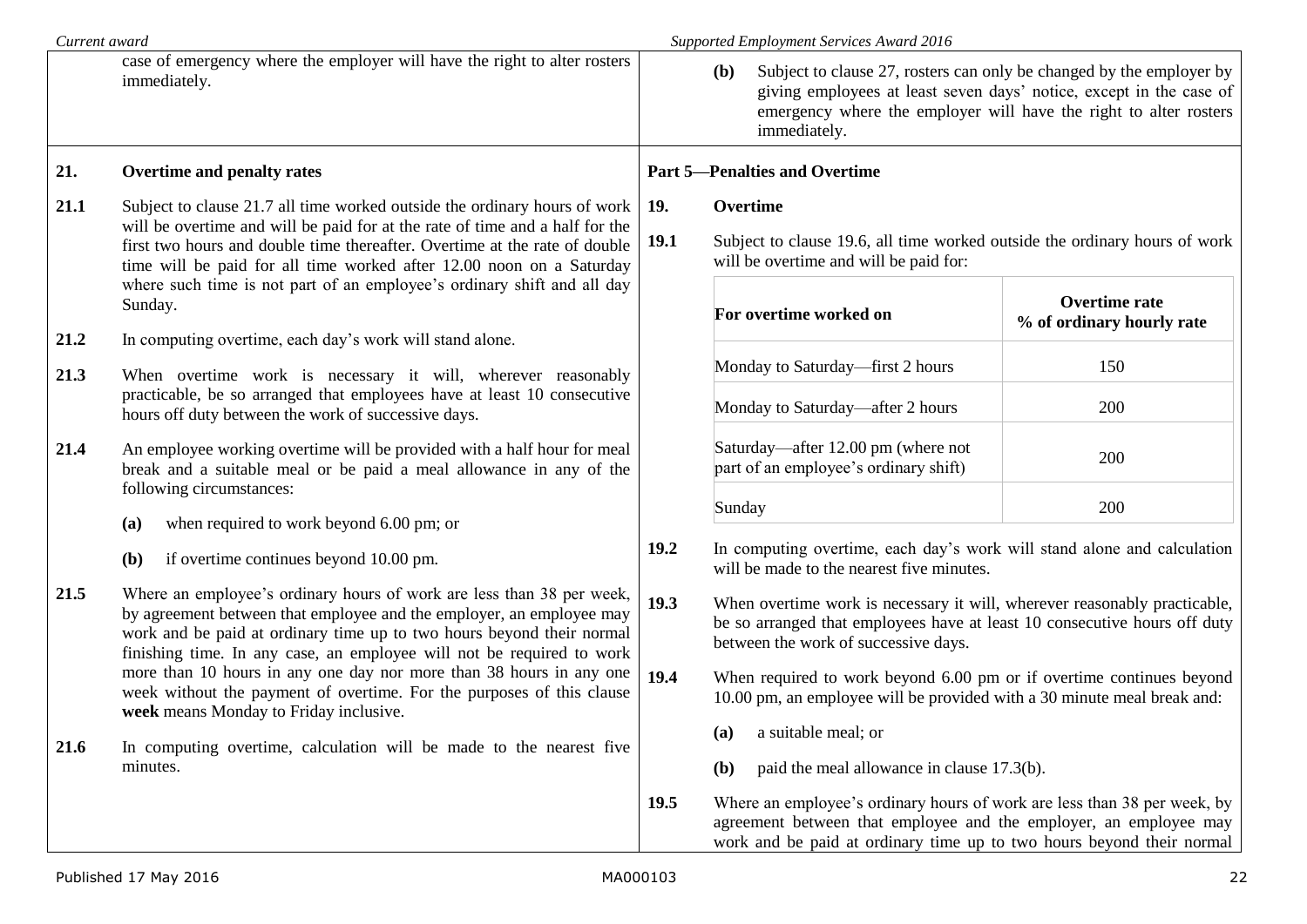case of emergency where the employer will have the right to alter rosters immediately.

**(b)** Subject to clause 27, rosters can only be changed by the employer by giving employees at least seven days' notice, except in the case of emergency where the employer will have the right to alter rosters immediately.

## 21. Overtime and penalty rates

**21.1** Subject to clause 21.7 all time worked outside the ordinary hours of work will be overtime and will be paid for at the rate of time and a half for the first two hours and double time thereafter. Overtime at the rate of double time will be paid for all time worked after 12.00 noon on a Saturday where such time is not part of an employee's ordinary shift and all day Sunday.

**21.2** In computing overtime, each day's work will stand alone.

**21.3** When overtime work is necessary it will, wherever reasonably practicable, be so arranged that employees have at least 10 consecutive hours off duty between the work of successive days.

**21.4** An employee working overtime will be provided with a half hour for meal break and a suitable meal or be paid a meal allowance in any of the following circumstances:

**(a)** when required to work beyond 6.00 pm; or

**(b)** if overtime continues beyond 10.00 pm.

**21.5** Where an employee's ordinary hours of work are less than 38 per week, by agreement between that employee and the employer, an employee may work and be paid at ordinary time up to two hours beyond their normal finishing time. In any case, an employee will not be required to work more than 10 hours in any one day nor more than 38 hours in any one week without the payment of overtime. For the purposes of this clause **week** means Monday to Friday inclusive.

**21.6** In computing overtime, calculation will be made to the nearest five minutes.

## Part 5—Penalties and Overtime

## 19. Overtime

**19.1** Subject to clause 19.6, all time worked outside the ordinary hours of work will be overtime and will be paid for:

| For overtime worked on | Overtime rate % of ordinary hourly rate |
|---|---|
| Monday to Saturday—first 2 hours | 150 |
| Monday to Saturday—after 2 hours | 200 |
| Saturday—after 12.00 pm (where not part of an employee's ordinary shift) | 200 |
| Sunday | 200 |

**19.2** In computing overtime, each day's work will stand alone and calculation will be made to the nearest five minutes.

**19.3** When overtime work is necessary it will, wherever reasonably practicable, be so arranged that employees have at least 10 consecutive hours off duty between the work of successive days.

**19.4** When required to work beyond 6.00 pm or if overtime continues beyond 10.00 pm, an employee will be provided with a 30 minute meal break and:

**(a)** a suitable meal; or

**(b)** paid the meal allowance in clause 17.3(b).

**19.5** Where an employee's ordinary hours of work are less than 38 per week, by agreement between that employee and the employer, an employee may work and be paid at ordinary time up to two hours beyond their normal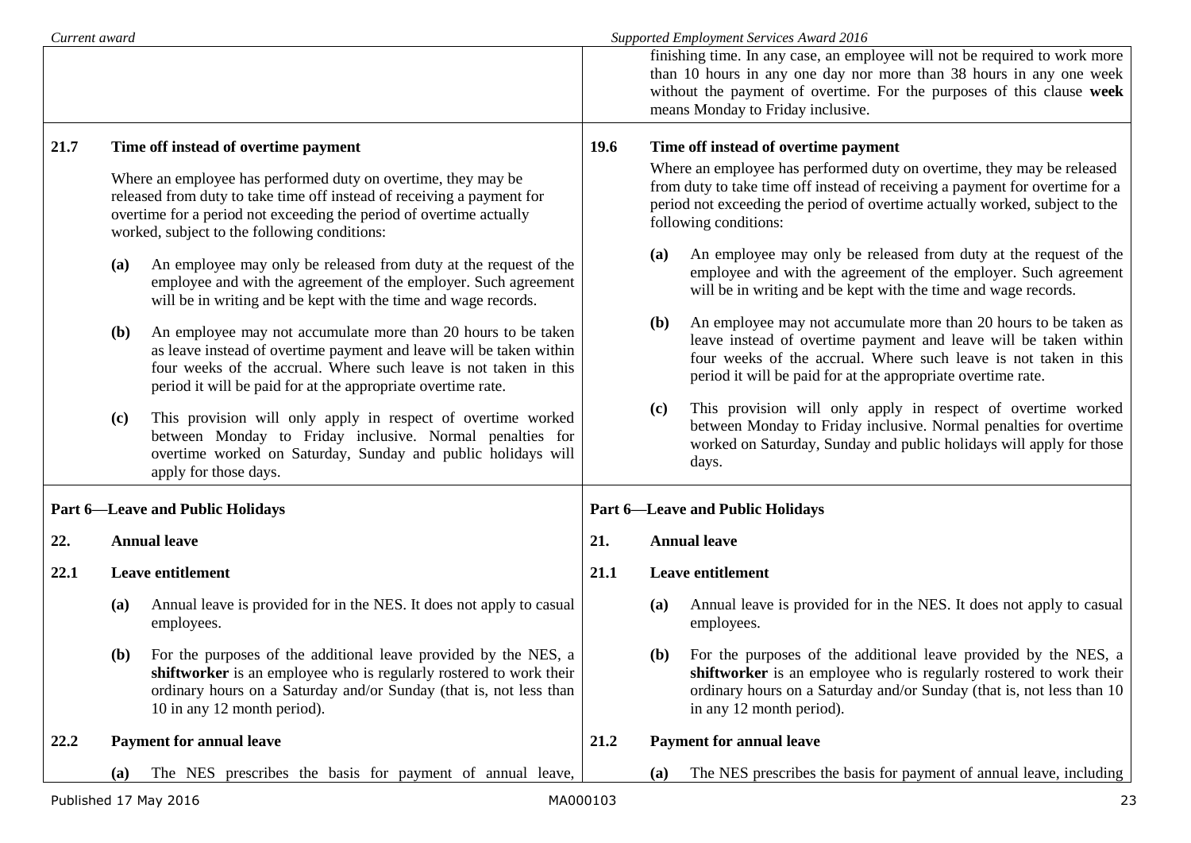| Current award | Supported Employment Services Award 2016 |
|---|---|
| | finishing time. In any case, an employee will not be required to work more than 10 hours in any one day nor more than 38 hours in any one week without the payment of overtime. For the purposes of this clause **week** means Monday to Friday inclusive. |
| **21.7 Time off instead of overtime payment**<br><br>Where an employee has performed duty on overtime, they may be released from duty to take time off instead of receiving a payment for overtime for a period not exceeding the period of overtime actually worked, subject to the following conditions:<br><br>**(a)** An employee may only be released from duty at the request of the employee and with the agreement of the employer. Such agreement will be in writing and be kept with the time and wage records.<br><br>**(b)** An employee may not accumulate more than 20 hours to be taken as leave instead of overtime payment and leave will be taken within four weeks of the accrual. Where such leave is not taken in this period it will be paid for at the appropriate overtime rate.<br><br>**(c)** This provision will only apply in respect of overtime worked between Monday to Friday inclusive. Normal penalties for overtime worked on Saturday, Sunday and public holidays will apply for those days. | **19.6 Time off instead of overtime payment**<br><br>Where an employee has performed duty on overtime, they may be released from duty to take time off instead of receiving a payment for overtime for a period not exceeding the period of overtime actually worked, subject to the following conditions:<br><br>**(a)** An employee may only be released from duty at the request of the employee and with the agreement of the employer. Such agreement will be in writing and be kept with the time and wage records.<br><br>**(b)** An employee may not accumulate more than 20 hours to be taken as leave instead of overtime payment and leave will be taken within four weeks of the accrual. Where such leave is not taken in this period it will be paid for at the appropriate overtime rate.<br><br>**(c)** This provision will only apply in respect of overtime worked between Monday to Friday inclusive. Normal penalties for overtime worked on Saturday, Sunday and public holidays will apply for those days. |
| **Part 6—Leave and Public Holidays**<br><br>**22. Annual leave**<br><br>**22.1 Leave entitlement**<br><br>**(a)** Annual leave is provided for in the NES. It does not apply to casual employees.<br><br>**(b)** For the purposes of the additional leave provided by the NES, a **shiftworker** is an employee who is regularly rostered to work their ordinary hours on a Saturday and/or Sunday (that is, not less than 10 in any 12 month period).<br><br>**22.2 Payment for annual leave**<br><br>**(a)** The NES prescribes the basis for payment of annual leave, | **Part 6—Leave and Public Holidays**<br><br>**21. Annual leave**<br><br>**21.1 Leave entitlement**<br><br>**(a)** Annual leave is provided for in the NES. It does not apply to casual employees.<br><br>**(b)** For the purposes of the additional leave provided by the NES, a **shiftworker** is an employee who is regularly rostered to work their ordinary hours on a Saturday and/or Sunday (that is, not less than 10 in any 12 month period).<br><br>**21.2 Payment for annual leave**<br><br>**(a)** The NES prescribes the basis for payment of annual leave, including |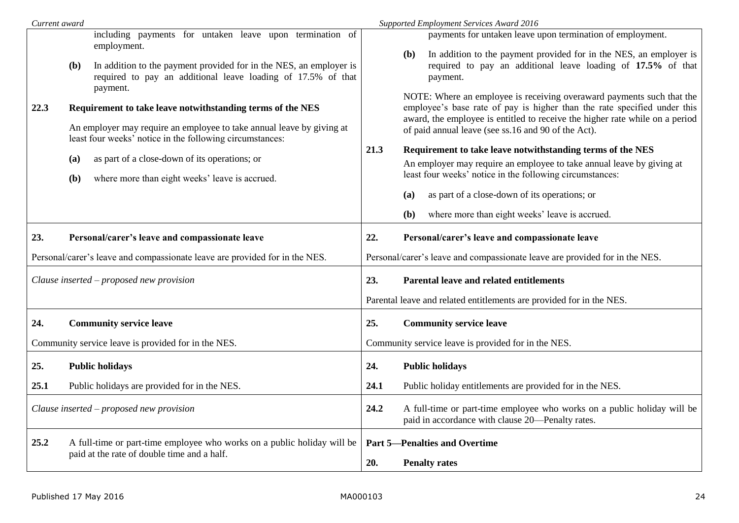| Current award | Supported Employment Services Award 2016 |
|---|---|
| including payments for untaken leave upon termination of employment.<br><br>**(b)** In addition to the payment provided for in the NES, an employer is required to pay an additional leave loading of 17.5% of that payment.<br><br>**22.3 Requirement to take leave notwithstanding terms of the NES**<br><br>An employer may require an employee to take annual leave by giving at least four weeks' notice in the following circumstances:<br><br>**(a)** as part of a close-down of its operations; or<br><br>**(b)** where more than eight weeks' leave is accrued. | payments for untaken leave upon termination of employment.<br><br>**(b)** In addition to the payment provided for in the NES, an employer is required to pay an additional leave loading of **17.5%** of that payment.<br><br>NOTE: Where an employee is receiving overaward payments such that the employee's base rate of pay is higher than the rate specified under this award, the employee is entitled to receive the higher rate while on a period of paid annual leave (see ss.16 and 90 of the Act).<br><br>**21.3 Requirement to take leave notwithstanding terms of the NES**<br><br>An employer may require an employee to take annual leave by giving at least four weeks' notice in the following circumstances:<br><br>**(a)** as part of a close-down of its operations; or<br><br>**(b)** where more than eight weeks' leave is accrued. |
| **23. Personal/carer's leave and compassionate leave**<br><br>Personal/carer's leave and compassionate leave are provided for in the NES. | **22. Personal/carer's leave and compassionate leave**<br><br>Personal/carer's leave and compassionate leave are provided for in the NES. |
| *Clause inserted – proposed new provision* | **23. Parental leave and related entitlements**<br><br>Parental leave and related entitlements are provided for in the NES. |
| **24. Community service leave**<br><br>Community service leave is provided for in the NES. | **25. Community service leave**<br><br>Community service leave is provided for in the NES. |
| **25. Public holidays**<br><br>**25.1** Public holidays are provided for in the NES. | **24. Public holidays**<br><br>**24.1** Public holiday entitlements are provided for in the NES. |
| *Clause inserted – proposed new provision* | **24.2** A full-time or part-time employee who works on a public holiday will be paid in accordance with clause 20—Penalty rates. |
| **25.2** A full-time or part-time employee who works on a public holiday will be paid at the rate of double time and a half. | **Part 5—Penalties and Overtime**<br><br>**20. Penalty rates** |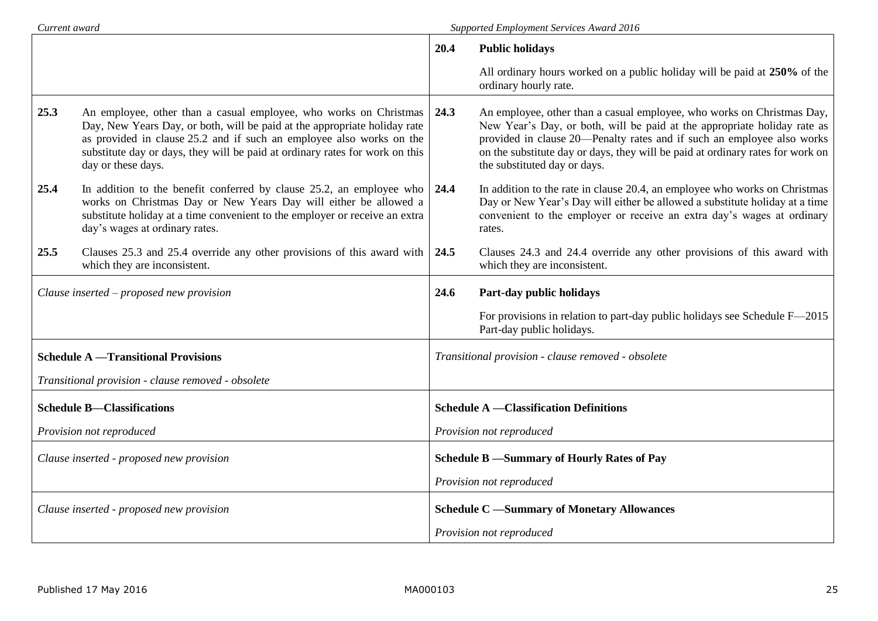| Current award | Supported Employment Services Award 2016 |
|---|---|
| | **20.4 Public holidays**<br><br>All ordinary hours worked on a public holiday will be paid at **250%** of the ordinary hourly rate. |
| **25.3** An employee, other than a casual employee, who works on Christmas Day, New Years Day, or both, will be paid at the appropriate holiday rate as provided in clause 25.2 and if such an employee also works on the substitute day or days, they will be paid at ordinary rates for work on this day or these days. | **24.3** An employee, other than a casual employee, who works on Christmas Day, New Year's Day, or both, will be paid at the appropriate holiday rate as provided in clause 20—Penalty rates and if such an employee also works on the substitute day or days, they will be paid at ordinary rates for work on the substituted day or days. |
| **25.4** In addition to the benefit conferred by clause 25.2, an employee who works on Christmas Day or New Years Day will either be allowed a substitute holiday at a time convenient to the employer or receive an extra day's wages at ordinary rates. | **24.4** In addition to the rate in clause 20.4, an employee who works on Christmas Day or New Year's Day will either be allowed a substitute holiday at a time convenient to the employer or receive an extra day's wages at ordinary rates. |
| **25.5** Clauses 25.3 and 25.4 override any other provisions of this award with which they are inconsistent. | **24.5** Clauses 24.3 and 24.4 override any other provisions of this award with which they are inconsistent. |
| *Clause inserted – proposed new provision* | **24.6 Part-day public holidays**<br><br>For provisions in relation to part-day public holidays see Schedule F—2015 Part-day public holidays. |
| **Schedule A —Transitional Provisions**<br><br>*Transitional provision - clause removed - obsolete* | *Transitional provision - clause removed - obsolete* |
| **Schedule B—Classifications**<br><br>*Provision not reproduced* | **Schedule A —Classification Definitions**<br><br>*Provision not reproduced* |
| *Clause inserted - proposed new provision* | **Schedule B —Summary of Hourly Rates of Pay**<br><br>*Provision not reproduced* |
| *Clause inserted - proposed new provision* | **Schedule C —Summary of Monetary Allowances**<br><br>*Provision not reproduced* |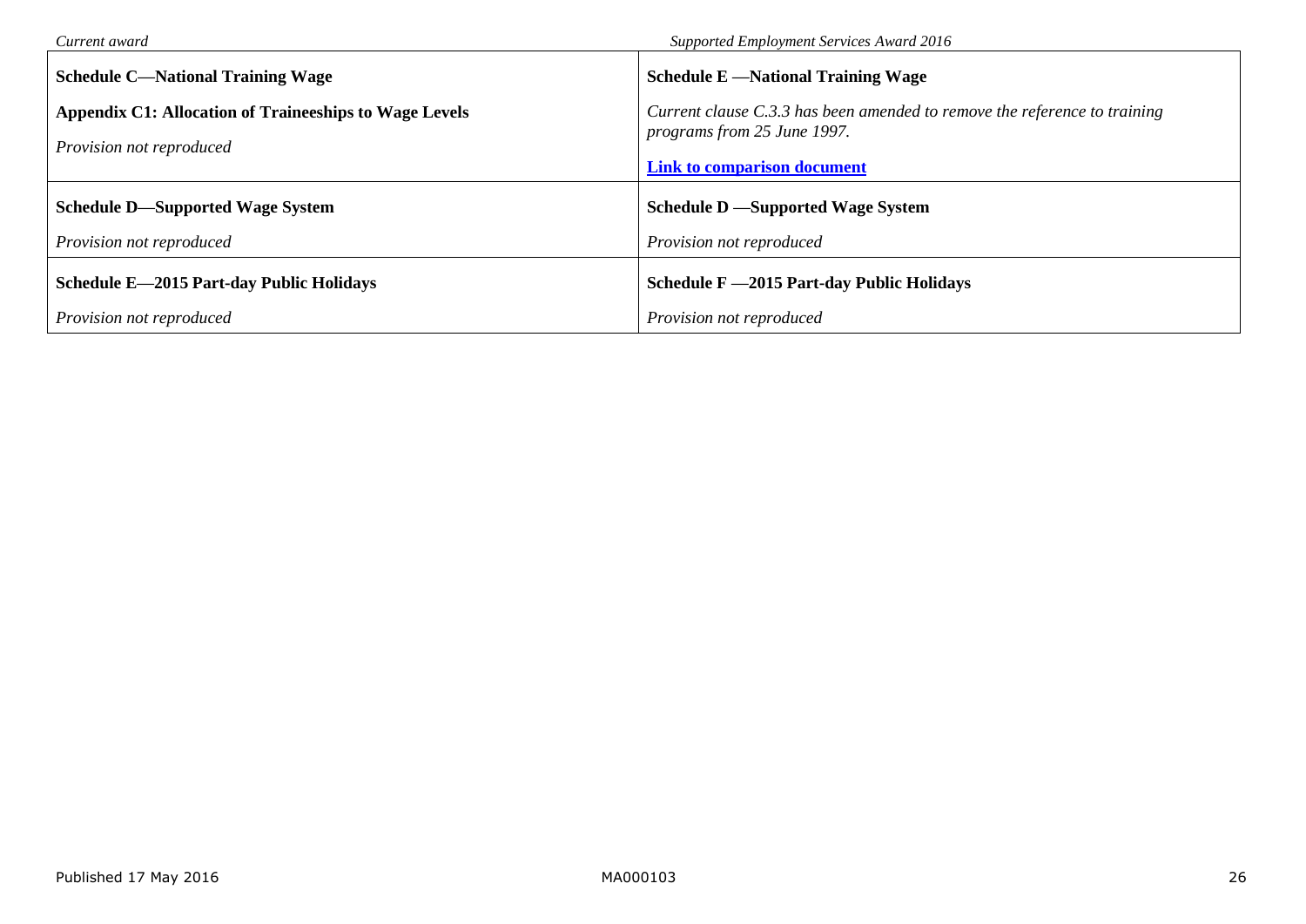| Current award | Supported Employment Services Award 2016 |
| --- | --- |
| **Schedule C—National Training Wage**<br><br>**Appendix C1: Allocation of Traineeships to Wage Levels**<br><br>*Provision not reproduced* | **Schedule E —National Training Wage**<br><br>*Current clause C.3.3 has been amended to remove the reference to training programs from 25 June 1997.*<br><br>**Link to comparison document** |
| **Schedule D—Supported Wage System**<br><br>*Provision not reproduced* | **Schedule D —Supported Wage System**<br><br>*Provision not reproduced* |
| **Schedule E—2015 Part-day Public Holidays**<br><br>*Provision not reproduced* | **Schedule F —2015 Part-day Public Holidays**<br><br>*Provision not reproduced* |